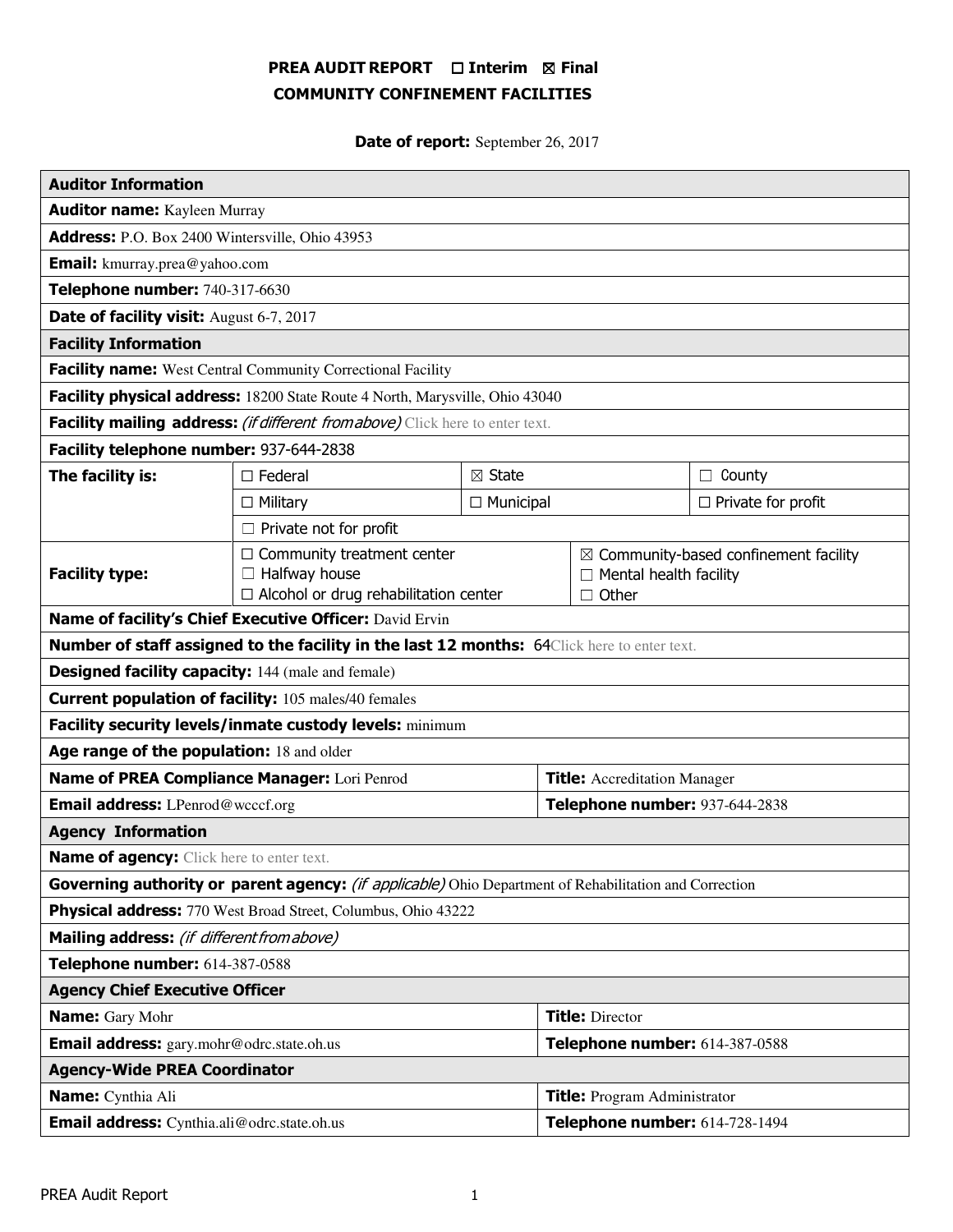# PREA AUDIT REPORT ☐ Interim ☒ Final
## COMMUNITY CONFINEMENT FACILITIES

**Date of report:** September 26, 2017

| **Auditor Information** | | | |
|---|---|---|---|
| **Auditor name:** Kayleen Murray | | | |
| **Address:** P.O. Box 2400 Wintersville, Ohio 43953 | | | |
| **Email:** kmurray.prea@yahoo.com | | | |
| **Telephone number:** 740-317-6630 | | | |
| **Date of facility visit:** August 6-7, 2017 | | | |
| **Facility Information** | | | |
| **Facility name:** West Central Community Correctional Facility | | | |
| **Facility physical address:** 18200 State Route 4 North, Marysville, Ohio 43040 | | | |
| **Facility mailing address:** *(if different from above)* Click here to enter text. | | | |
| **Facility telephone number:** 937-644-2838 | | | |
| **The facility is:** | ☐ Federal | ☒ State | ☐ County |
| | ☐ Military | ☐ Municipal | ☐ Private for profit |
| | ☐ Private not for profit | | |
| **Facility type:** | ☐ Community treatment center<br>☐ Halfway house<br>☐ Alcohol or drug rehabilitation center | ☒ Community-based confinement facility<br>☐ Mental health facility<br>☐ Other | |
| **Name of facility's Chief Executive Officer:** David Ervin | | | |
| **Number of staff assigned to the facility in the last 12 months:** 64Click here to enter text. | | | |
| **Designed facility capacity:** 144 (male and female) | | | |
| **Current population of facility:** 105 males/40 females | | | |
| **Facility security levels/inmate custody levels:** minimum | | | |
| **Age range of the population:** 18 and older | | | |
| **Name of PREA Compliance Manager:** Lori Penrod | | **Title:** Accreditation Manager | |
| **Email address:** LPenrod@wcccf.org | | **Telephone number:** 937-644-2838 | |
| **Agency Information** | | | |
| **Name of agency:** Click here to enter text. | | | |
| **Governing authority or parent agency:** *(if applicable)* Ohio Department of Rehabilitation and Correction | | | |
| **Physical address:** 770 West Broad Street, Columbus, Ohio 43222 | | | |
| **Mailing address:** *(if different from above)* | | | |
| **Telephone number:** 614-387-0588 | | | |
| **Agency Chief Executive Officer** | | | |
| **Name:** Gary Mohr | | **Title:** Director | |
| **Email address:** gary.mohr@odrc.state.oh.us | | **Telephone number:** 614-387-0588 | |
| **Agency-Wide PREA Coordinator** | | | |
| **Name:** Cynthia Ali | | **Title:** Program Administrator | |
| **Email address:** Cynthia.ali@odrc.state.oh.us | | **Telephone number:** 614-728-1494 | |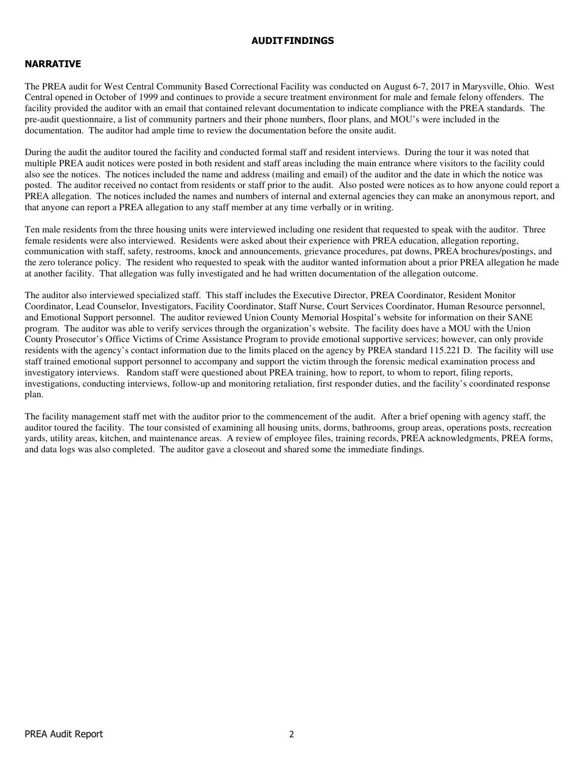# AUDIT FINDINGS

## NARRATIVE

The PREA audit for West Central Community Based Correctional Facility was conducted on August 6-7, 2017 in Marysville, Ohio. West Central opened in October of 1999 and continues to provide a secure treatment environment for male and female felony offenders. The facility provided the auditor with an email that contained relevant documentation to indicate compliance with the PREA standards. The pre-audit questionnaire, a list of community partners and their phone numbers, floor plans, and MOU's were included in the documentation. The auditor had ample time to review the documentation before the onsite audit.

During the audit the auditor toured the facility and conducted formal staff and resident interviews. During the tour it was noted that multiple PREA audit notices were posted in both resident and staff areas including the main entrance where visitors to the facility could also see the notices. The notices included the name and address (mailing and email) of the auditor and the date in which the notice was posted. The auditor received no contact from residents or staff prior to the audit. Also posted were notices as to how anyone could report a PREA allegation. The notices included the names and numbers of internal and external agencies they can make an anonymous report, and that anyone can report a PREA allegation to any staff member at any time verbally or in writing.

Ten male residents from the three housing units were interviewed including one resident that requested to speak with the auditor. Three female residents were also interviewed. Residents were asked about their experience with PREA education, allegation reporting, communication with staff, safety, restrooms, knock and announcements, grievance procedures, pat downs, PREA brochures/postings, and the zero tolerance policy. The resident who requested to speak with the auditor wanted information about a prior PREA allegation he made at another facility. That allegation was fully investigated and he had written documentation of the allegation outcome.

The auditor also interviewed specialized staff. This staff includes the Executive Director, PREA Coordinator, Resident Monitor Coordinator, Lead Counselor, Investigators, Facility Coordinator, Staff Nurse, Court Services Coordinator, Human Resource personnel, and Emotional Support personnel. The auditor reviewed Union County Memorial Hospital's website for information on their SANE program. The auditor was able to verify services through the organization's website. The facility does have a MOU with the Union County Prosecutor's Office Victims of Crime Assistance Program to provide emotional supportive services; however, can only provide residents with the agency's contact information due to the limits placed on the agency by PREA standard 115.221 D. The facility will use staff trained emotional support personnel to accompany and support the victim through the forensic medical examination process and investigatory interviews. Random staff were questioned about PREA training, how to report, to whom to report, filing reports, investigations, conducting interviews, follow-up and monitoring retaliation, first responder duties, and the facility's coordinated response plan.

The facility management staff met with the auditor prior to the commencement of the audit. After a brief opening with agency staff, the auditor toured the facility. The tour consisted of examining all housing units, dorms, bathrooms, group areas, operations posts, recreation yards, utility areas, kitchen, and maintenance areas. A review of employee files, training records, PREA acknowledgments, PREA forms, and data logs was also completed. The auditor gave a closeout and shared some the immediate findings.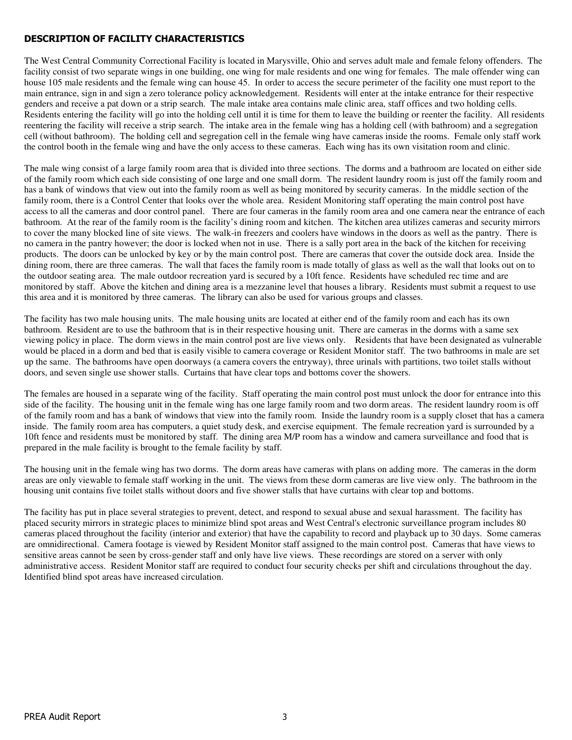## DESCRIPTION OF FACILITY CHARACTERISTICS

The West Central Community Correctional Facility is located in Marysville, Ohio and serves adult male and female felony offenders. The facility consist of two separate wings in one building, one wing for male residents and one wing for females. The male offender wing can house 105 male residents and the female wing can house 45. In order to access the secure perimeter of the facility one must report to the main entrance, sign in and sign a zero tolerance policy acknowledgement. Residents will enter at the intake entrance for their respective genders and receive a pat down or a strip search. The male intake area contains male clinic area, staff offices and two holding cells. Residents entering the facility will go into the holding cell until it is time for them to leave the building or reenter the facility. All residents reentering the facility will receive a strip search. The intake area in the female wing has a holding cell (with bathroom) and a segregation cell (without bathroom). The holding cell and segregation cell in the female wing have cameras inside the rooms. Female only staff work the control booth in the female wing and have the only access to these cameras. Each wing has its own visitation room and clinic.

The male wing consist of a large family room area that is divided into three sections. The dorms and a bathroom are located on either side of the family room which each side consisting of one large and one small dorm. The resident laundry room is just off the family room and has a bank of windows that view out into the family room as well as being monitored by security cameras. In the middle section of the family room, there is a Control Center that looks over the whole area. Resident Monitoring staff operating the main control post have access to all the cameras and door control panel. There are four cameras in the family room area and one camera near the entrance of each bathroom. At the rear of the family room is the facility's dining room and kitchen. The kitchen area utilizes cameras and security mirrors to cover the many blocked line of site views. The walk-in freezers and coolers have windows in the doors as well as the pantry. There is no camera in the pantry however; the door is locked when not in use. There is a sally port area in the back of the kitchen for receiving products. The doors can be unlocked by key or by the main control post. There are cameras that cover the outside dock area. Inside the dining room, there are three cameras. The wall that faces the family room is made totally of glass as well as the wall that looks out on to the outdoor seating area. The male outdoor recreation yard is secured by a 10ft fence. Residents have scheduled rec time and are monitored by staff. Above the kitchen and dining area is a mezzanine level that houses a library. Residents must submit a request to use this area and it is monitored by three cameras. The library can also be used for various groups and classes.

The facility has two male housing units. The male housing units are located at either end of the family room and each has its own bathroom. Resident are to use the bathroom that is in their respective housing unit. There are cameras in the dorms with a same sex viewing policy in place. The dorm views in the main control post are live views only. Residents that have been designated as vulnerable would be placed in a dorm and bed that is easily visible to camera coverage or Resident Monitor staff. The two bathrooms in male are set up the same. The bathrooms have open doorways (a camera covers the entryway), three urinals with partitions, two toilet stalls without doors, and seven single use shower stalls. Curtains that have clear tops and bottoms cover the showers.

The females are housed in a separate wing of the facility. Staff operating the main control post must unlock the door for entrance into this side of the facility. The housing unit in the female wing has one large family room and two dorm areas. The resident laundry room is off of the family room and has a bank of windows that view into the family room. Inside the laundry room is a supply closet that has a camera inside. The family room area has computers, a quiet study desk, and exercise equipment. The female recreation yard is surrounded by a 10ft fence and residents must be monitored by staff. The dining area M/P room has a window and camera surveillance and food that is prepared in the male facility is brought to the female facility by staff.

The housing unit in the female wing has two dorms. The dorm areas have cameras with plans on adding more. The cameras in the dorm areas are only viewable to female staff working in the unit. The views from these dorm cameras are live view only. The bathroom in the housing unit contains five toilet stalls without doors and five shower stalls that have curtains with clear top and bottoms.

The facility has put in place several strategies to prevent, detect, and respond to sexual abuse and sexual harassment. The facility has placed security mirrors in strategic places to minimize blind spot areas and West Central's electronic surveillance program includes 80 cameras placed throughout the facility (interior and exterior) that have the capability to record and playback up to 30 days. Some cameras are omnidirectional. Camera footage is viewed by Resident Monitor staff assigned to the main control post. Cameras that have views to sensitive areas cannot be seen by cross-gender staff and only have live views. These recordings are stored on a server with only administrative access. Resident Monitor staff are required to conduct four security checks per shift and circulations throughout the day. Identified blind spot areas have increased circulation.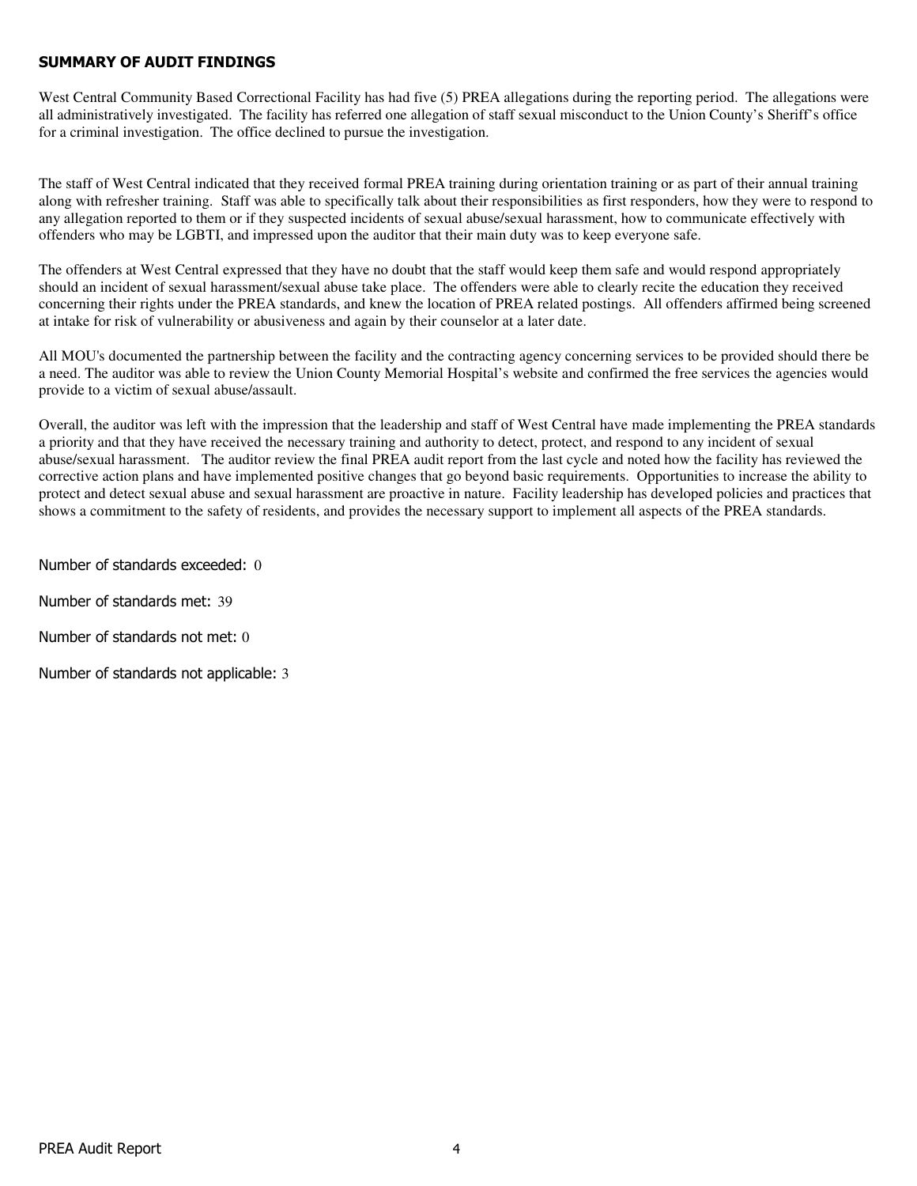## SUMMARY OF AUDIT FINDINGS

West Central Community Based Correctional Facility has had five (5) PREA allegations during the reporting period. The allegations were all administratively investigated. The facility has referred one allegation of staff sexual misconduct to the Union County's Sheriff's office for a criminal investigation. The office declined to pursue the investigation.

The staff of West Central indicated that they received formal PREA training during orientation training or as part of their annual training along with refresher training. Staff was able to specifically talk about their responsibilities as first responders, how they were to respond to any allegation reported to them or if they suspected incidents of sexual abuse/sexual harassment, how to communicate effectively with offenders who may be LGBTI, and impressed upon the auditor that their main duty was to keep everyone safe.

The offenders at West Central expressed that they have no doubt that the staff would keep them safe and would respond appropriately should an incident of sexual harassment/sexual abuse take place. The offenders were able to clearly recite the education they received concerning their rights under the PREA standards, and knew the location of PREA related postings. All offenders affirmed being screened at intake for risk of vulnerability or abusiveness and again by their counselor at a later date.

All MOU's documented the partnership between the facility and the contracting agency concerning services to be provided should there be a need. The auditor was able to review the Union County Memorial Hospital's website and confirmed the free services the agencies would provide to a victim of sexual abuse/assault.

Overall, the auditor was left with the impression that the leadership and staff of West Central have made implementing the PREA standards a priority and that they have received the necessary training and authority to detect, protect, and respond to any incident of sexual abuse/sexual harassment. The auditor review the final PREA audit report from the last cycle and noted how the facility has reviewed the corrective action plans and have implemented positive changes that go beyond basic requirements. Opportunities to increase the ability to protect and detect sexual abuse and sexual harassment are proactive in nature. Facility leadership has developed policies and practices that shows a commitment to the safety of residents, and provides the necessary support to implement all aspects of the PREA standards.

Number of standards exceeded: 0

Number of standards met: 39

Number of standards not met: 0

Number of standards not applicable: 3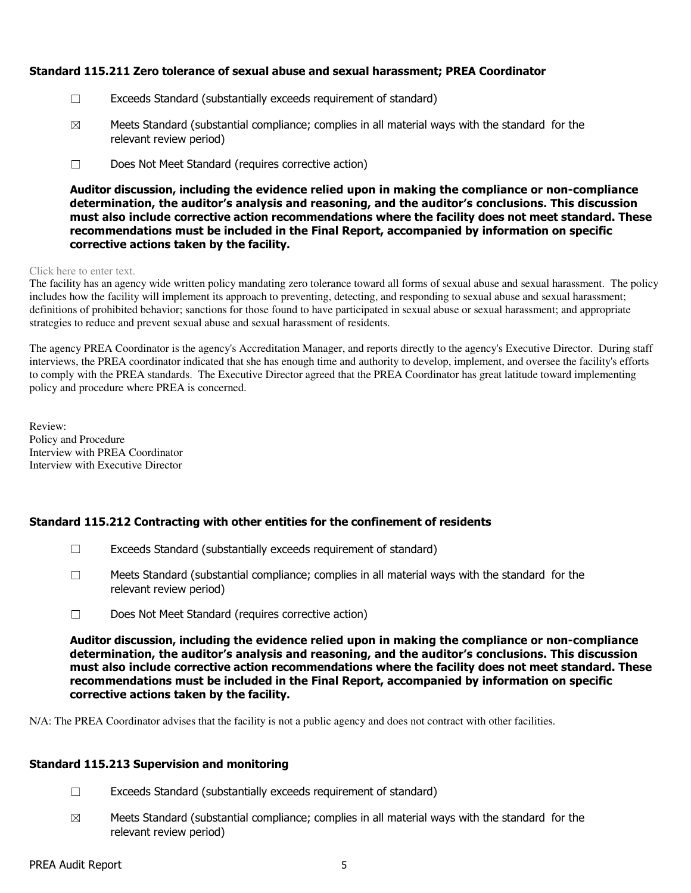### Standard 115.211 Zero tolerance of sexual abuse and sexual harassment; PREA Coordinator

☐ Exceeds Standard (substantially exceeds requirement of standard)

☒ Meets Standard (substantial compliance; complies in all material ways with the standard for the relevant review period)

☐ Does Not Meet Standard (requires corrective action)

**Auditor discussion, including the evidence relied upon in making the compliance or non-compliance determination, the auditor's analysis and reasoning, and the auditor's conclusions. This discussion must also include corrective action recommendations where the facility does not meet standard. These recommendations must be included in the Final Report, accompanied by information on specific corrective actions taken by the facility.**

Click here to enter text.

The facility has an agency wide written policy mandating zero tolerance toward all forms of sexual abuse and sexual harassment. The policy includes how the facility will implement its approach to preventing, detecting, and responding to sexual abuse and sexual harassment; definitions of prohibited behavior; sanctions for those found to have participated in sexual abuse or sexual harassment; and appropriate strategies to reduce and prevent sexual abuse and sexual harassment of residents.

The agency PREA Coordinator is the agency's Accreditation Manager, and reports directly to the agency's Executive Director. During staff interviews, the PREA coordinator indicated that she has enough time and authority to develop, implement, and oversee the facility's efforts to comply with the PREA standards. The Executive Director agreed that the PREA Coordinator has great latitude toward implementing policy and procedure where PREA is concerned.

Review:
Policy and Procedure
Interview with PREA Coordinator
Interview with Executive Director

### Standard 115.212 Contracting with other entities for the confinement of residents

☐ Exceeds Standard (substantially exceeds requirement of standard)

☐ Meets Standard (substantial compliance; complies in all material ways with the standard for the relevant review period)

☐ Does Not Meet Standard (requires corrective action)

**Auditor discussion, including the evidence relied upon in making the compliance or non-compliance determination, the auditor's analysis and reasoning, and the auditor's conclusions. This discussion must also include corrective action recommendations where the facility does not meet standard. These recommendations must be included in the Final Report, accompanied by information on specific corrective actions taken by the facility.**

N/A: The PREA Coordinator advises that the facility is not a public agency and does not contract with other facilities.

### Standard 115.213 Supervision and monitoring

☐ Exceeds Standard (substantially exceeds requirement of standard)

☒ Meets Standard (substantial compliance; complies in all material ways with the standard for the relevant review period)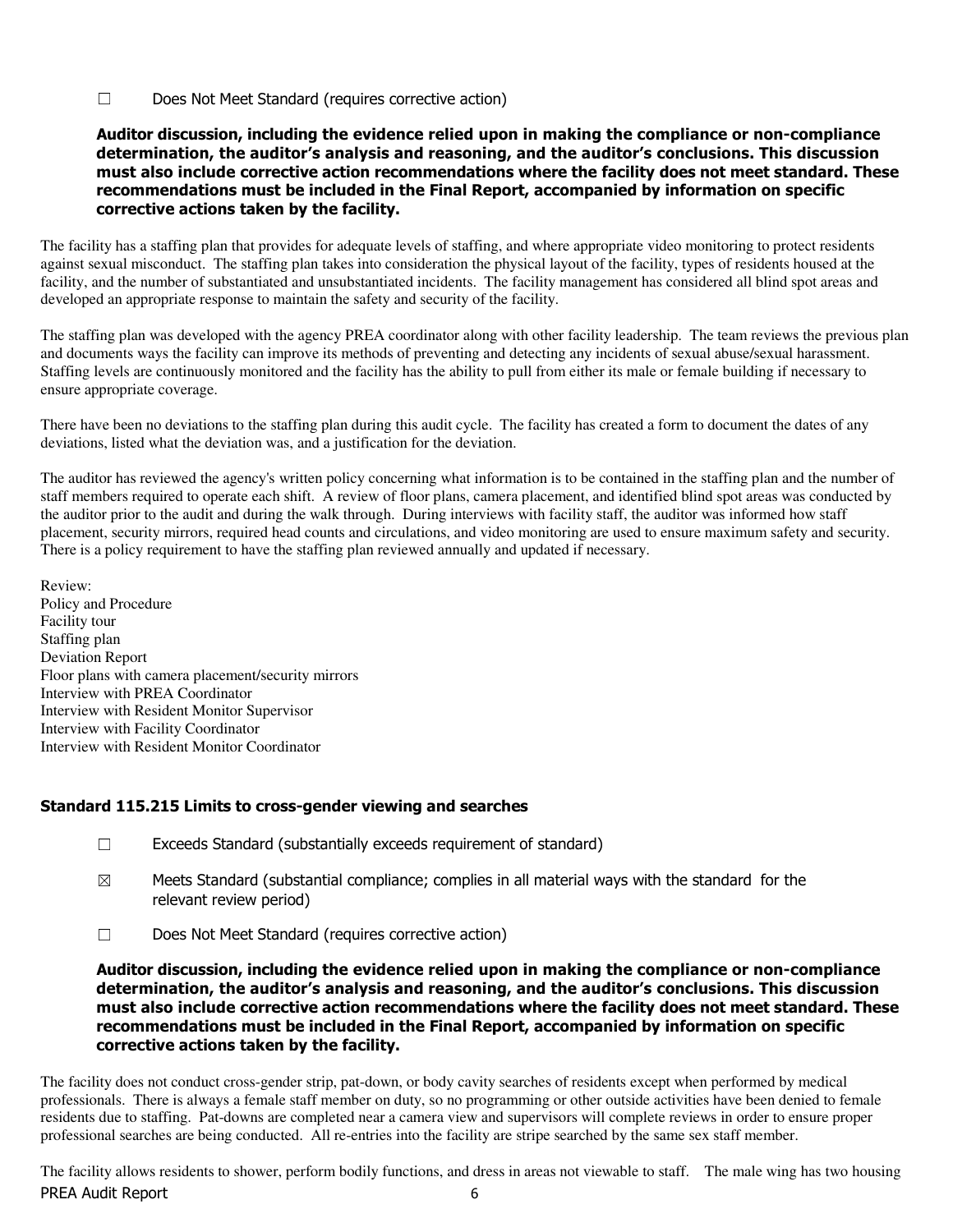☐ Does Not Meet Standard (requires corrective action)

**Auditor discussion, including the evidence relied upon in making the compliance or non-compliance determination, the auditor's analysis and reasoning, and the auditor's conclusions. This discussion must also include corrective action recommendations where the facility does not meet standard. These recommendations must be included in the Final Report, accompanied by information on specific corrective actions taken by the facility.**

The facility has a staffing plan that provides for adequate levels of staffing, and where appropriate video monitoring to protect residents against sexual misconduct. The staffing plan takes into consideration the physical layout of the facility, types of residents housed at the facility, and the number of substantiated and unsubstantiated incidents. The facility management has considered all blind spot areas and developed an appropriate response to maintain the safety and security of the facility.

The staffing plan was developed with the agency PREA coordinator along with other facility leadership. The team reviews the previous plan and documents ways the facility can improve its methods of preventing and detecting any incidents of sexual abuse/sexual harassment. Staffing levels are continuously monitored and the facility has the ability to pull from either its male or female building if necessary to ensure appropriate coverage.

There have been no deviations to the staffing plan during this audit cycle. The facility has created a form to document the dates of any deviations, listed what the deviation was, and a justification for the deviation.

The auditor has reviewed the agency's written policy concerning what information is to be contained in the staffing plan and the number of staff members required to operate each shift. A review of floor plans, camera placement, and identified blind spot areas was conducted by the auditor prior to the audit and during the walk through. During interviews with facility staff, the auditor was informed how staff placement, security mirrors, required head counts and circulations, and video monitoring are used to ensure maximum safety and security. There is a policy requirement to have the staffing plan reviewed annually and updated if necessary.

Review:
Policy and Procedure
Facility tour
Staffing plan
Deviation Report
Floor plans with camera placement/security mirrors
Interview with PREA Coordinator
Interview with Resident Monitor Supervisor
Interview with Facility Coordinator
Interview with Resident Monitor Coordinator

### Standard 115.215 Limits to cross-gender viewing and searches

☐ Exceeds Standard (substantially exceeds requirement of standard)

☒ Meets Standard (substantial compliance; complies in all material ways with the standard for the relevant review period)

☐ Does Not Meet Standard (requires corrective action)

**Auditor discussion, including the evidence relied upon in making the compliance or non-compliance determination, the auditor's analysis and reasoning, and the auditor's conclusions. This discussion must also include corrective action recommendations where the facility does not meet standard. These recommendations must be included in the Final Report, accompanied by information on specific corrective actions taken by the facility.**

The facility does not conduct cross-gender strip, pat-down, or body cavity searches of residents except when performed by medical professionals. There is always a female staff member on duty, so no programming or other outside activities have been denied to female residents due to staffing. Pat-downs are completed near a camera view and supervisors will complete reviews in order to ensure proper professional searches are being conducted. All re-entries into the facility are stripe searched by the same sex staff member.

The facility allows residents to shower, perform bodily functions, and dress in areas not viewable to staff. The male wing has two housing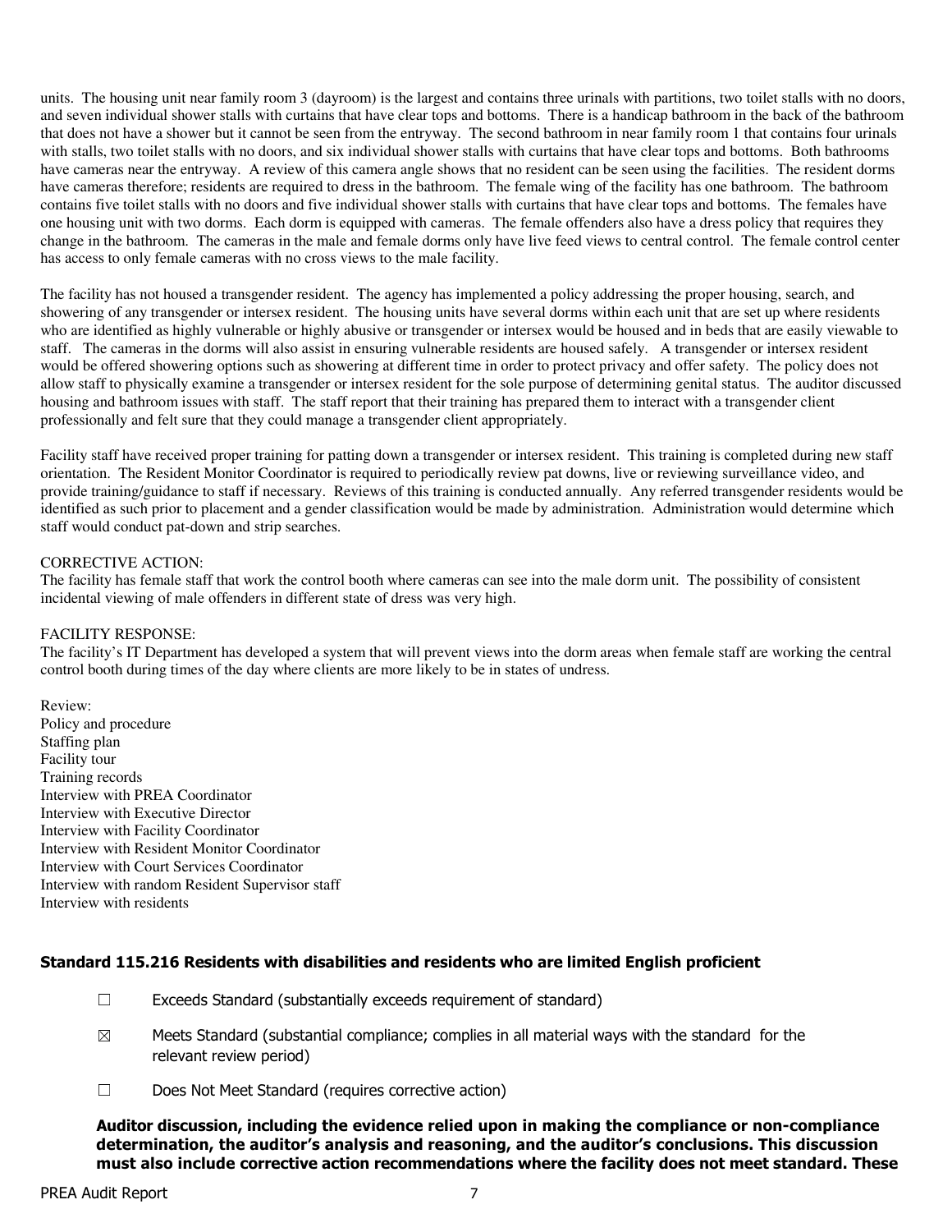units. The housing unit near family room 3 (dayroom) is the largest and contains three urinals with partitions, two toilet stalls with no doors, and seven individual shower stalls with curtains that have clear tops and bottoms. There is a handicap bathroom in the back of the bathroom that does not have a shower but it cannot be seen from the entryway. The second bathroom in near family room 1 that contains four urinals with stalls, two toilet stalls with no doors, and six individual shower stalls with curtains that have clear tops and bottoms. Both bathrooms have cameras near the entryway. A review of this camera angle shows that no resident can be seen using the facilities. The resident dorms have cameras therefore; residents are required to dress in the bathroom. The female wing of the facility has one bathroom. The bathroom contains five toilet stalls with no doors and five individual shower stalls with curtains that have clear tops and bottoms. The females have one housing unit with two dorms. Each dorm is equipped with cameras. The female offenders also have a dress policy that requires they change in the bathroom. The cameras in the male and female dorms only have live feed views to central control. The female control center has access to only female cameras with no cross views to the male facility.

The facility has not housed a transgender resident. The agency has implemented a policy addressing the proper housing, search, and showering of any transgender or intersex resident. The housing units have several dorms within each unit that are set up where residents who are identified as highly vulnerable or highly abusive or transgender or intersex would be housed and in beds that are easily viewable to staff. The cameras in the dorms will also assist in ensuring vulnerable residents are housed safely. A transgender or intersex resident would be offered showering options such as showering at different time in order to protect privacy and offer safety. The policy does not allow staff to physically examine a transgender or intersex resident for the sole purpose of determining genital status. The auditor discussed housing and bathroom issues with staff. The staff report that their training has prepared them to interact with a transgender client professionally and felt sure that they could manage a transgender client appropriately.

Facility staff have received proper training for patting down a transgender or intersex resident. This training is completed during new staff orientation. The Resident Monitor Coordinator is required to periodically review pat downs, live or reviewing surveillance video, and provide training/guidance to staff if necessary. Reviews of this training is conducted annually. Any referred transgender residents would be identified as such prior to placement and a gender classification would be made by administration. Administration would determine which staff would conduct pat-down and strip searches.

CORRECTIVE ACTION:
The facility has female staff that work the control booth where cameras can see into the male dorm unit. The possibility of consistent incidental viewing of male offenders in different state of dress was very high.

FACILITY RESPONSE:
The facility's IT Department has developed a system that will prevent views into the dorm areas when female staff are working the central control booth during times of the day where clients are more likely to be in states of undress.

Review:
Policy and procedure
Staffing plan
Facility tour
Training records
Interview with PREA Coordinator
Interview with Executive Director
Interview with Facility Coordinator
Interview with Resident Monitor Coordinator
Interview with Court Services Coordinator
Interview with random Resident Supervisor staff
Interview with residents

### Standard 115.216 Residents with disabilities and residents who are limited English proficient

☐ Exceeds Standard (substantially exceeds requirement of standard)

☒ Meets Standard (substantial compliance; complies in all material ways with the standard for the relevant review period)

☐ Does Not Meet Standard (requires corrective action)

**Auditor discussion, including the evidence relied upon in making the compliance or non-compliance determination, the auditor's analysis and reasoning, and the auditor's conclusions. This discussion must also include corrective action recommendations where the facility does not meet standard. These**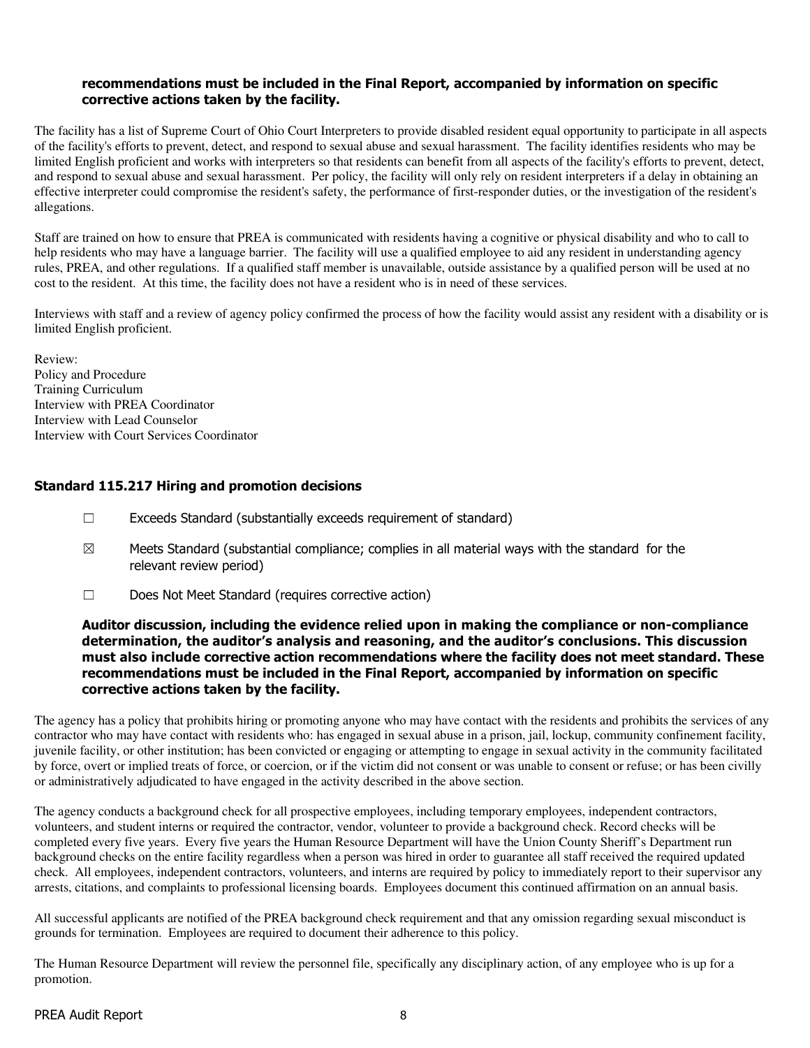**recommendations must be included in the Final Report, accompanied by information on specific corrective actions taken by the facility.**

The facility has a list of Supreme Court of Ohio Court Interpreters to provide disabled resident equal opportunity to participate in all aspects of the facility's efforts to prevent, detect, and respond to sexual abuse and sexual harassment. The facility identifies residents who may be limited English proficient and works with interpreters so that residents can benefit from all aspects of the facility's efforts to prevent, detect, and respond to sexual abuse and sexual harassment. Per policy, the facility will only rely on resident interpreters if a delay in obtaining an effective interpreter could compromise the resident's safety, the performance of first-responder duties, or the investigation of the resident's allegations.

Staff are trained on how to ensure that PREA is communicated with residents having a cognitive or physical disability and who to call to help residents who may have a language barrier. The facility will use a qualified employee to aid any resident in understanding agency rules, PREA, and other regulations. If a qualified staff member is unavailable, outside assistance by a qualified person will be used at no cost to the resident. At this time, the facility does not have a resident who is in need of these services.

Interviews with staff and a review of agency policy confirmed the process of how the facility would assist any resident with a disability or is limited English proficient.

Review:
Policy and Procedure
Training Curriculum
Interview with PREA Coordinator
Interview with Lead Counselor
Interview with Court Services Coordinator

### Standard 115.217 Hiring and promotion decisions

☐ Exceeds Standard (substantially exceeds requirement of standard)

☒ Meets Standard (substantial compliance; complies in all material ways with the standard for the relevant review period)

☐ Does Not Meet Standard (requires corrective action)

**Auditor discussion, including the evidence relied upon in making the compliance or non-compliance determination, the auditor's analysis and reasoning, and the auditor's conclusions. This discussion must also include corrective action recommendations where the facility does not meet standard. These recommendations must be included in the Final Report, accompanied by information on specific corrective actions taken by the facility.**

The agency has a policy that prohibits hiring or promoting anyone who may have contact with the residents and prohibits the services of any contractor who may have contact with residents who: has engaged in sexual abuse in a prison, jail, lockup, community confinement facility, juvenile facility, or other institution; has been convicted or engaging or attempting to engage in sexual activity in the community facilitated by force, overt or implied treats of force, or coercion, or if the victim did not consent or was unable to consent or refuse; or has been civilly or administratively adjudicated to have engaged in the activity described in the above section.

The agency conducts a background check for all prospective employees, including temporary employees, independent contractors, volunteers, and student interns or required the contractor, vendor, volunteer to provide a background check. Record checks will be completed every five years. Every five years the Human Resource Department will have the Union County Sheriff's Department run background checks on the entire facility regardless when a person was hired in order to guarantee all staff received the required updated check. All employees, independent contractors, volunteers, and interns are required by policy to immediately report to their supervisor any arrests, citations, and complaints to professional licensing boards. Employees document this continued affirmation on an annual basis.

All successful applicants are notified of the PREA background check requirement and that any omission regarding sexual misconduct is grounds for termination. Employees are required to document their adherence to this policy.

The Human Resource Department will review the personnel file, specifically any disciplinary action, of any employee who is up for a promotion.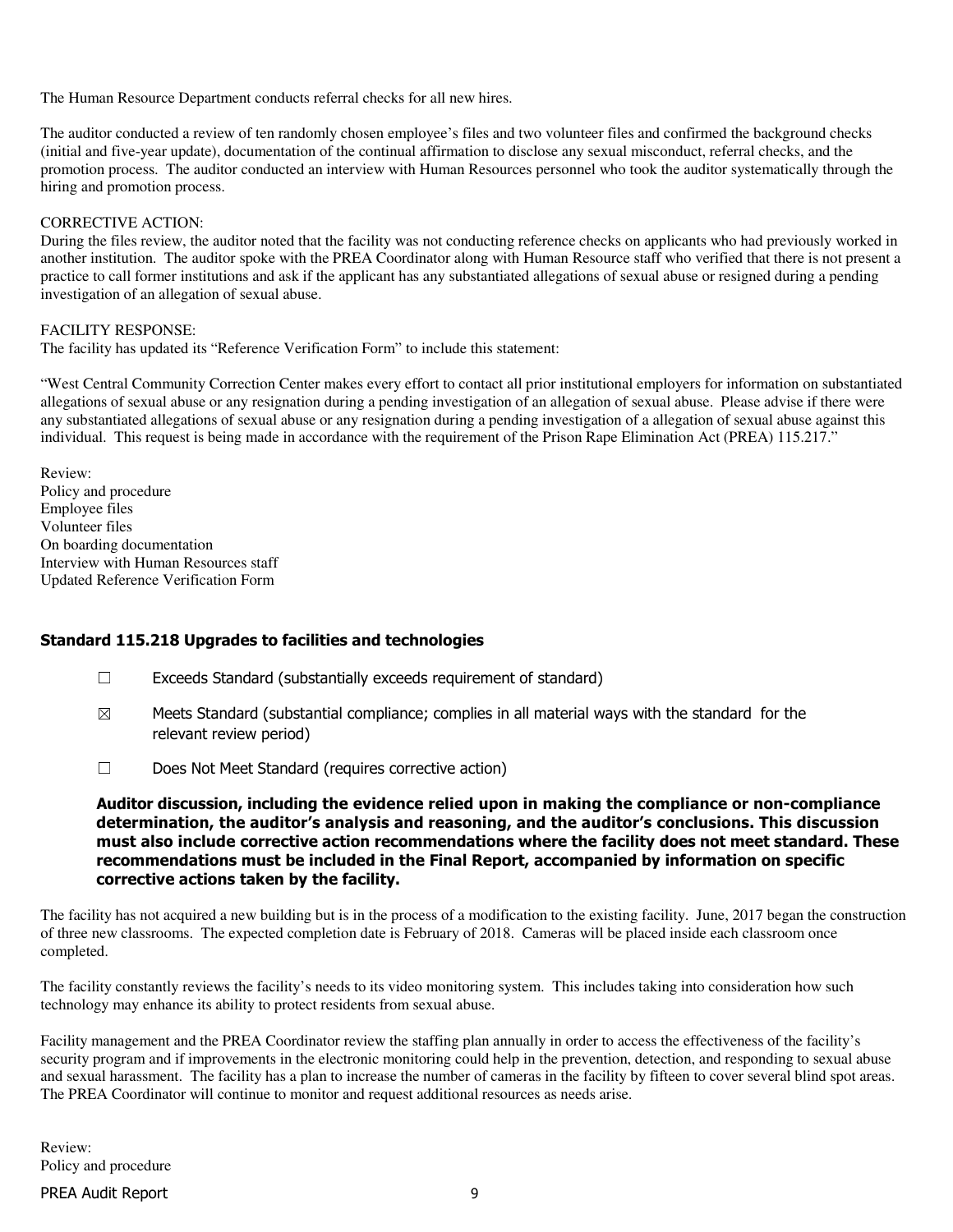The Human Resource Department conducts referral checks for all new hires.

The auditor conducted a review of ten randomly chosen employee's files and two volunteer files and confirmed the background checks (initial and five-year update), documentation of the continual affirmation to disclose any sexual misconduct, referral checks, and the promotion process. The auditor conducted an interview with Human Resources personnel who took the auditor systematically through the hiring and promotion process.

CORRECTIVE ACTION:
During the files review, the auditor noted that the facility was not conducting reference checks on applicants who had previously worked in another institution. The auditor spoke with the PREA Coordinator along with Human Resource staff who verified that there is not present a practice to call former institutions and ask if the applicant has any substantiated allegations of sexual abuse or resigned during a pending investigation of an allegation of sexual abuse.

FACILITY RESPONSE:
The facility has updated its "Reference Verification Form" to include this statement:

"West Central Community Correction Center makes every effort to contact all prior institutional employers for information on substantiated allegations of sexual abuse or any resignation during a pending investigation of an allegation of sexual abuse. Please advise if there were any substantiated allegations of sexual abuse or any resignation during a pending investigation of a allegation of sexual abuse against this individual. This request is being made in accordance with the requirement of the Prison Rape Elimination Act (PREA) 115.217."

Review:
Policy and procedure
Employee files
Volunteer files
On boarding documentation
Interview with Human Resources staff
Updated Reference Verification Form

## Standard 115.218 Upgrades to facilities and technologies

☐ Exceeds Standard (substantially exceeds requirement of standard)

☒ Meets Standard (substantial compliance; complies in all material ways with the standard for the relevant review period)

☐ Does Not Meet Standard (requires corrective action)

**Auditor discussion, including the evidence relied upon in making the compliance or non-compliance determination, the auditor's analysis and reasoning, and the auditor's conclusions. This discussion must also include corrective action recommendations where the facility does not meet standard. These recommendations must be included in the Final Report, accompanied by information on specific corrective actions taken by the facility.**

The facility has not acquired a new building but is in the process of a modification to the existing facility. June, 2017 began the construction of three new classrooms. The expected completion date is February of 2018. Cameras will be placed inside each classroom once completed.

The facility constantly reviews the facility's needs to its video monitoring system. This includes taking into consideration how such technology may enhance its ability to protect residents from sexual abuse.

Facility management and the PREA Coordinator review the staffing plan annually in order to access the effectiveness of the facility's security program and if improvements in the electronic monitoring could help in the prevention, detection, and responding to sexual abuse and sexual harassment. The facility has a plan to increase the number of cameras in the facility by fifteen to cover several blind spot areas. The PREA Coordinator will continue to monitor and request additional resources as needs arise.

Review:
Policy and procedure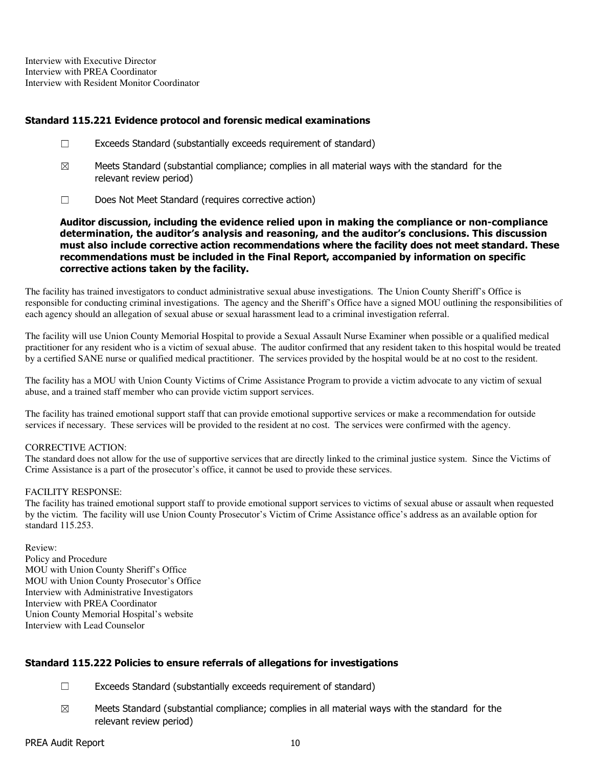Interview with Executive Director
Interview with PREA Coordinator
Interview with Resident Monitor Coordinator

### Standard 115.221 Evidence protocol and forensic medical examinations

☐ Exceeds Standard (substantially exceeds requirement of standard)

☒ Meets Standard (substantial compliance; complies in all material ways with the standard for the relevant review period)

☐ Does Not Meet Standard (requires corrective action)

**Auditor discussion, including the evidence relied upon in making the compliance or non-compliance determination, the auditor's analysis and reasoning, and the auditor's conclusions. This discussion must also include corrective action recommendations where the facility does not meet standard. These recommendations must be included in the Final Report, accompanied by information on specific corrective actions taken by the facility.**

The facility has trained investigators to conduct administrative sexual abuse investigations. The Union County Sheriff's Office is responsible for conducting criminal investigations. The agency and the Sheriff's Office have a signed MOU outlining the responsibilities of each agency should an allegation of sexual abuse or sexual harassment lead to a criminal investigation referral.

The facility will use Union County Memorial Hospital to provide a Sexual Assault Nurse Examiner when possible or a qualified medical practitioner for any resident who is a victim of sexual abuse. The auditor confirmed that any resident taken to this hospital would be treated by a certified SANE nurse or qualified medical practitioner. The services provided by the hospital would be at no cost to the resident.

The facility has a MOU with Union County Victims of Crime Assistance Program to provide a victim advocate to any victim of sexual abuse, and a trained staff member who can provide victim support services.

The facility has trained emotional support staff that can provide emotional supportive services or make a recommendation for outside services if necessary. These services will be provided to the resident at no cost. The services were confirmed with the agency.

CORRECTIVE ACTION:
The standard does not allow for the use of supportive services that are directly linked to the criminal justice system. Since the Victims of Crime Assistance is a part of the prosecutor's office, it cannot be used to provide these services.

FACILITY RESPONSE:
The facility has trained emotional support staff to provide emotional support services to victims of sexual abuse or assault when requested by the victim. The facility will use Union County Prosecutor's Victim of Crime Assistance office's address as an available option for standard 115.253.

Review:
Policy and Procedure
MOU with Union County Sheriff's Office
MOU with Union County Prosecutor's Office
Interview with Administrative Investigators
Interview with PREA Coordinator
Union County Memorial Hospital's website
Interview with Lead Counselor

### Standard 115.222 Policies to ensure referrals of allegations for investigations

☐ Exceeds Standard (substantially exceeds requirement of standard)

☒ Meets Standard (substantial compliance; complies in all material ways with the standard for the relevant review period)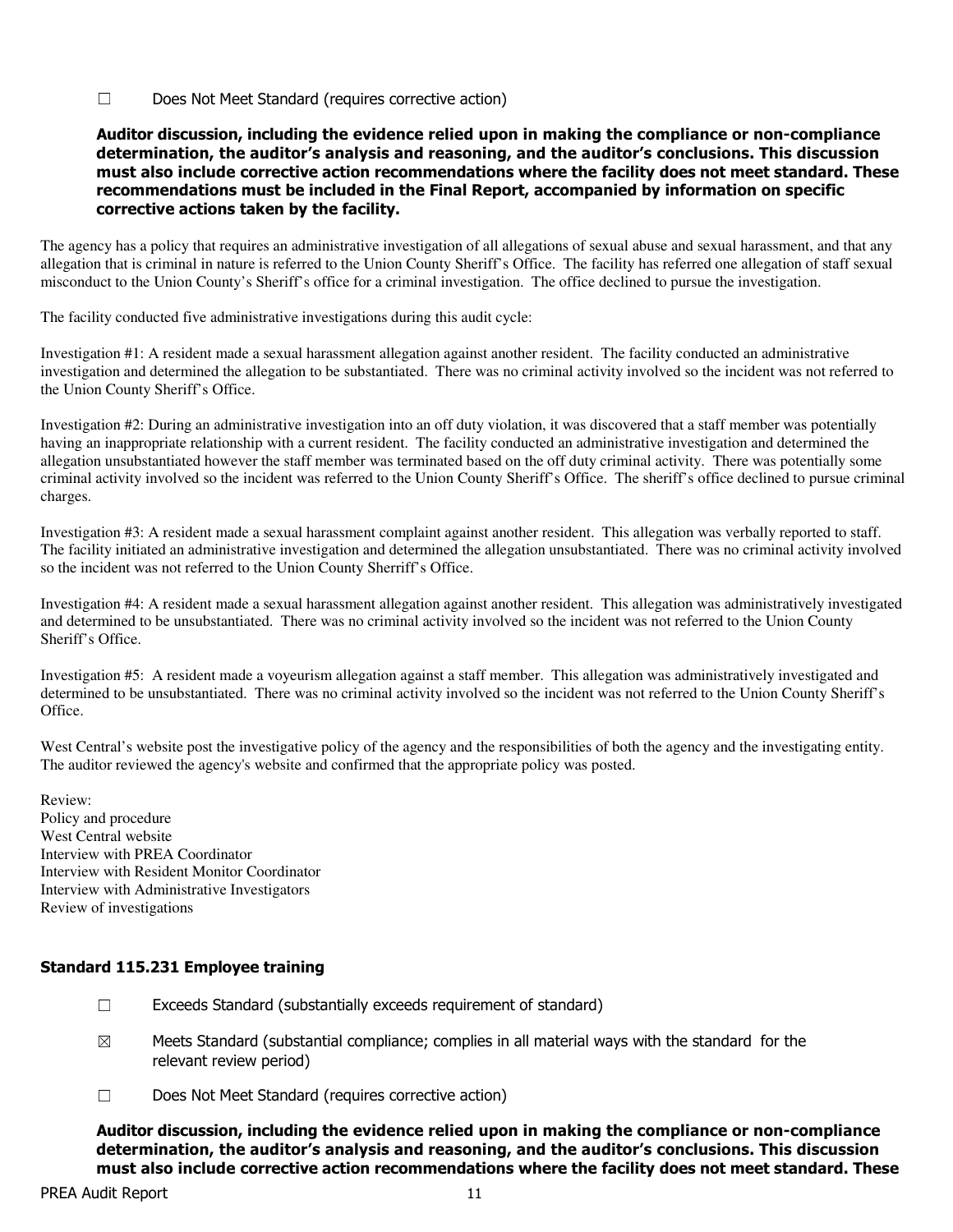☐ Does Not Meet Standard (requires corrective action)

**Auditor discussion, including the evidence relied upon in making the compliance or non-compliance determination, the auditor's analysis and reasoning, and the auditor's conclusions. This discussion must also include corrective action recommendations where the facility does not meet standard. These recommendations must be included in the Final Report, accompanied by information on specific corrective actions taken by the facility.**

The agency has a policy that requires an administrative investigation of all allegations of sexual abuse and sexual harassment, and that any allegation that is criminal in nature is referred to the Union County Sheriff's Office. The facility has referred one allegation of staff sexual misconduct to the Union County's Sheriff's office for a criminal investigation. The office declined to pursue the investigation.

The facility conducted five administrative investigations during this audit cycle:

Investigation #1: A resident made a sexual harassment allegation against another resident. The facility conducted an administrative investigation and determined the allegation to be substantiated. There was no criminal activity involved so the incident was not referred to the Union County Sheriff's Office.

Investigation #2: During an administrative investigation into an off duty violation, it was discovered that a staff member was potentially having an inappropriate relationship with a current resident. The facility conducted an administrative investigation and determined the allegation unsubstantiated however the staff member was terminated based on the off duty criminal activity. There was potentially some criminal activity involved so the incident was referred to the Union County Sheriff's Office. The sheriff's office declined to pursue criminal charges.

Investigation #3: A resident made a sexual harassment complaint against another resident. This allegation was verbally reported to staff. The facility initiated an administrative investigation and determined the allegation unsubstantiated. There was no criminal activity involved so the incident was not referred to the Union County Sherriff's Office.

Investigation #4: A resident made a sexual harassment allegation against another resident. This allegation was administratively investigated and determined to be unsubstantiated. There was no criminal activity involved so the incident was not referred to the Union County Sheriff's Office.

Investigation #5: A resident made a voyeurism allegation against a staff member. This allegation was administratively investigated and determined to be unsubstantiated. There was no criminal activity involved so the incident was not referred to the Union County Sheriff's Office.

West Central's website post the investigative policy of the agency and the responsibilities of both the agency and the investigating entity. The auditor reviewed the agency's website and confirmed that the appropriate policy was posted.

Review:
Policy and procedure
West Central website
Interview with PREA Coordinator
Interview with Resident Monitor Coordinator
Interview with Administrative Investigators
Review of investigations

### Standard 115.231 Employee training

☐ Exceeds Standard (substantially exceeds requirement of standard)

☒ Meets Standard (substantial compliance; complies in all material ways with the standard for the relevant review period)

☐ Does Not Meet Standard (requires corrective action)

**Auditor discussion, including the evidence relied upon in making the compliance or non-compliance determination, the auditor's analysis and reasoning, and the auditor's conclusions. This discussion must also include corrective action recommendations where the facility does not meet standard. These**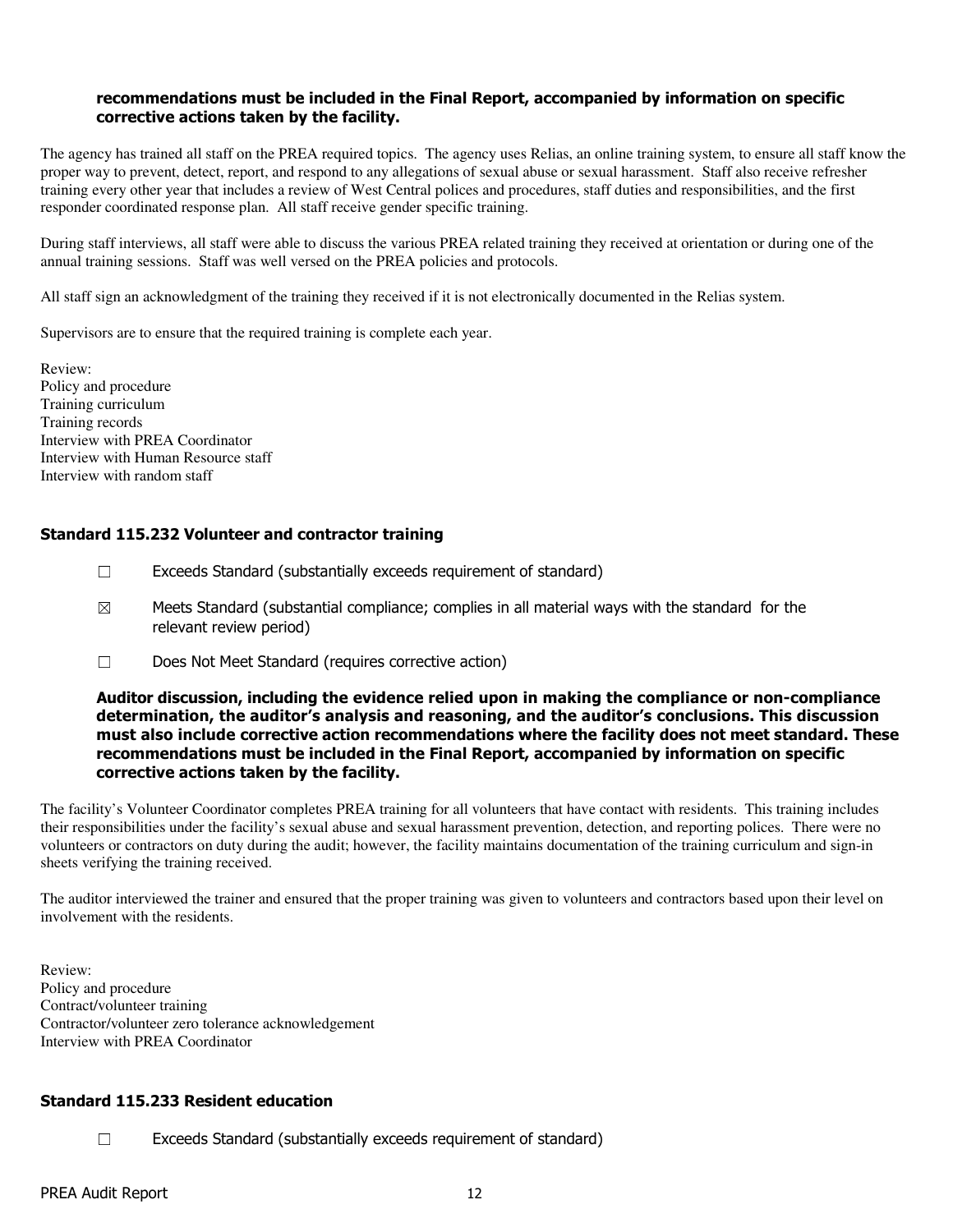**recommendations must be included in the Final Report, accompanied by information on specific corrective actions taken by the facility.**

The agency has trained all staff on the PREA required topics. The agency uses Relias, an online training system, to ensure all staff know the proper way to prevent, detect, report, and respond to any allegations of sexual abuse or sexual harassment. Staff also receive refresher training every other year that includes a review of West Central polices and procedures, staff duties and responsibilities, and the first responder coordinated response plan. All staff receive gender specific training.

During staff interviews, all staff were able to discuss the various PREA related training they received at orientation or during one of the annual training sessions. Staff was well versed on the PREA policies and protocols.

All staff sign an acknowledgment of the training they received if it is not electronically documented in the Relias system.

Supervisors are to ensure that the required training is complete each year.

Review:
Policy and procedure
Training curriculum
Training records
Interview with PREA Coordinator
Interview with Human Resource staff
Interview with random staff

### Standard 115.232 Volunteer and contractor training

☐ Exceeds Standard (substantially exceeds requirement of standard)

☒ Meets Standard (substantial compliance; complies in all material ways with the standard for the relevant review period)

☐ Does Not Meet Standard (requires corrective action)

**Auditor discussion, including the evidence relied upon in making the compliance or non-compliance determination, the auditor's analysis and reasoning, and the auditor's conclusions. This discussion must also include corrective action recommendations where the facility does not meet standard. These recommendations must be included in the Final Report, accompanied by information on specific corrective actions taken by the facility.**

The facility's Volunteer Coordinator completes PREA training for all volunteers that have contact with residents. This training includes their responsibilities under the facility's sexual abuse and sexual harassment prevention, detection, and reporting polices. There were no volunteers or contractors on duty during the audit; however, the facility maintains documentation of the training curriculum and sign-in sheets verifying the training received.

The auditor interviewed the trainer and ensured that the proper training was given to volunteers and contractors based upon their level on involvement with the residents.

Review:
Policy and procedure
Contract/volunteer training
Contractor/volunteer zero tolerance acknowledgement
Interview with PREA Coordinator

### Standard 115.233 Resident education

☐ Exceeds Standard (substantially exceeds requirement of standard)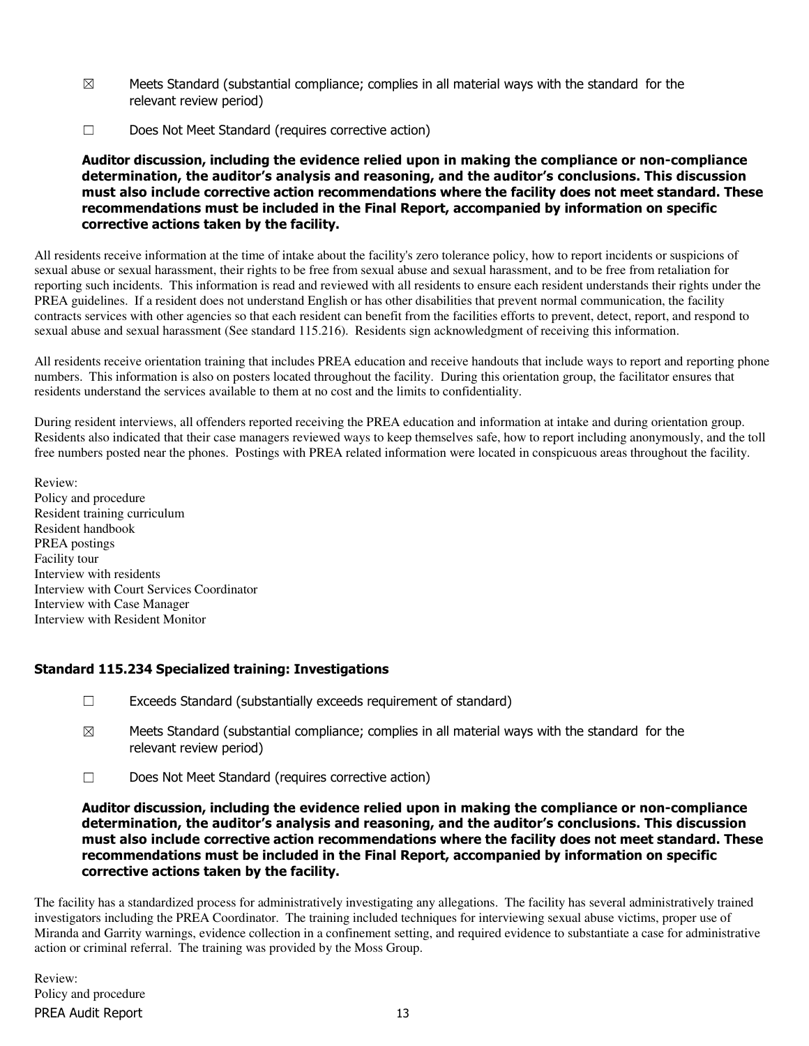☒ Meets Standard (substantial compliance; complies in all material ways with the standard for the relevant review period)

☐ Does Not Meet Standard (requires corrective action)

**Auditor discussion, including the evidence relied upon in making the compliance or non-compliance determination, the auditor's analysis and reasoning, and the auditor's conclusions. This discussion must also include corrective action recommendations where the facility does not meet standard. These recommendations must be included in the Final Report, accompanied by information on specific corrective actions taken by the facility.**

All residents receive information at the time of intake about the facility's zero tolerance policy, how to report incidents or suspicions of sexual abuse or sexual harassment, their rights to be free from sexual abuse and sexual harassment, and to be free from retaliation for reporting such incidents. This information is read and reviewed with all residents to ensure each resident understands their rights under the PREA guidelines. If a resident does not understand English or has other disabilities that prevent normal communication, the facility contracts services with other agencies so that each resident can benefit from the facilities efforts to prevent, detect, report, and respond to sexual abuse and sexual harassment (See standard 115.216). Residents sign acknowledgment of receiving this information.

All residents receive orientation training that includes PREA education and receive handouts that include ways to report and reporting phone numbers. This information is also on posters located throughout the facility. During this orientation group, the facilitator ensures that residents understand the services available to them at no cost and the limits to confidentiality.

During resident interviews, all offenders reported receiving the PREA education and information at intake and during orientation group. Residents also indicated that their case managers reviewed ways to keep themselves safe, how to report including anonymously, and the toll free numbers posted near the phones. Postings with PREA related information were located in conspicuous areas throughout the facility.

Review:
Policy and procedure
Resident training curriculum
Resident handbook
PREA postings
Facility tour
Interview with residents
Interview with Court Services Coordinator
Interview with Case Manager
Interview with Resident Monitor

### Standard 115.234 Specialized training: Investigations

☐ Exceeds Standard (substantially exceeds requirement of standard)

☒ Meets Standard (substantial compliance; complies in all material ways with the standard for the relevant review period)

☐ Does Not Meet Standard (requires corrective action)

**Auditor discussion, including the evidence relied upon in making the compliance or non-compliance determination, the auditor's analysis and reasoning, and the auditor's conclusions. This discussion must also include corrective action recommendations where the facility does not meet standard. These recommendations must be included in the Final Report, accompanied by information on specific corrective actions taken by the facility.**

The facility has a standardized process for administratively investigating any allegations. The facility has several administratively trained investigators including the PREA Coordinator. The training included techniques for interviewing sexual abuse victims, proper use of Miranda and Garrity warnings, evidence collection in a confinement setting, and required evidence to substantiate a case for administrative action or criminal referral. The training was provided by the Moss Group.

Review:
Policy and procedure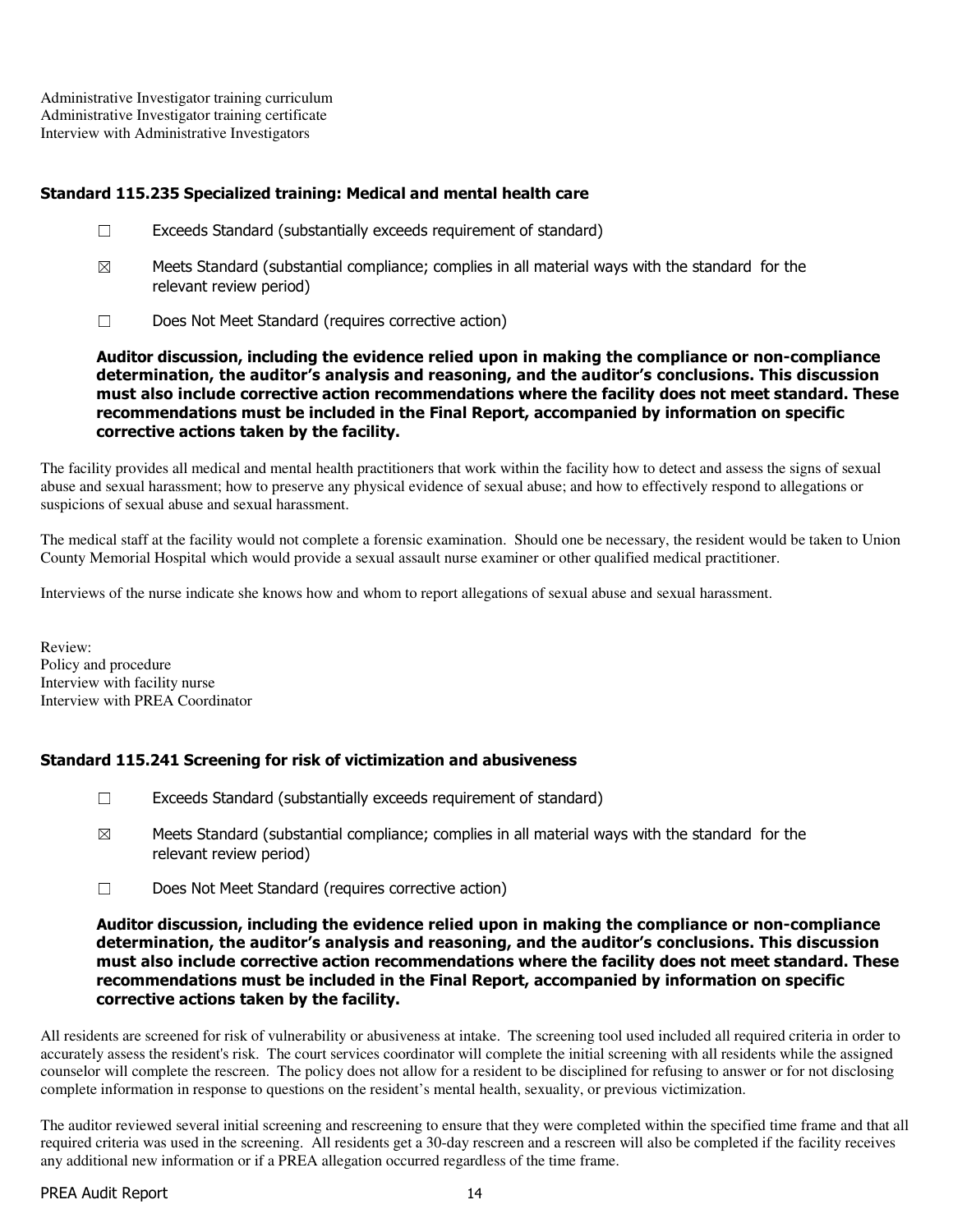Administrative Investigator training curriculum
Administrative Investigator training certificate
Interview with Administrative Investigators

### Standard 115.235 Specialized training: Medical and mental health care

☐ Exceeds Standard (substantially exceeds requirement of standard)

☒ Meets Standard (substantial compliance; complies in all material ways with the standard for the relevant review period)

☐ Does Not Meet Standard (requires corrective action)

**Auditor discussion, including the evidence relied upon in making the compliance or non-compliance determination, the auditor's analysis and reasoning, and the auditor's conclusions. This discussion must also include corrective action recommendations where the facility does not meet standard. These recommendations must be included in the Final Report, accompanied by information on specific corrective actions taken by the facility.**

The facility provides all medical and mental health practitioners that work within the facility how to detect and assess the signs of sexual abuse and sexual harassment; how to preserve any physical evidence of sexual abuse; and how to effectively respond to allegations or suspicions of sexual abuse and sexual harassment.

The medical staff at the facility would not complete a forensic examination. Should one be necessary, the resident would be taken to Union County Memorial Hospital which would provide a sexual assault nurse examiner or other qualified medical practitioner.

Interviews of the nurse indicate she knows how and whom to report allegations of sexual abuse and sexual harassment.

Review:
Policy and procedure
Interview with facility nurse
Interview with PREA Coordinator

### Standard 115.241 Screening for risk of victimization and abusiveness

☐ Exceeds Standard (substantially exceeds requirement of standard)

☒ Meets Standard (substantial compliance; complies in all material ways with the standard for the relevant review period)

☐ Does Not Meet Standard (requires corrective action)

**Auditor discussion, including the evidence relied upon in making the compliance or non-compliance determination, the auditor's analysis and reasoning, and the auditor's conclusions. This discussion must also include corrective action recommendations where the facility does not meet standard. These recommendations must be included in the Final Report, accompanied by information on specific corrective actions taken by the facility.**

All residents are screened for risk of vulnerability or abusiveness at intake. The screening tool used included all required criteria in order to accurately assess the resident's risk. The court services coordinator will complete the initial screening with all residents while the assigned counselor will complete the rescreen. The policy does not allow for a resident to be disciplined for refusing to answer or for not disclosing complete information in response to questions on the resident's mental health, sexuality, or previous victimization.

The auditor reviewed several initial screening and rescreening to ensure that they were completed within the specified time frame and that all required criteria was used in the screening. All residents get a 30-day rescreen and a rescreen will also be completed if the facility receives any additional new information or if a PREA allegation occurred regardless of the time frame.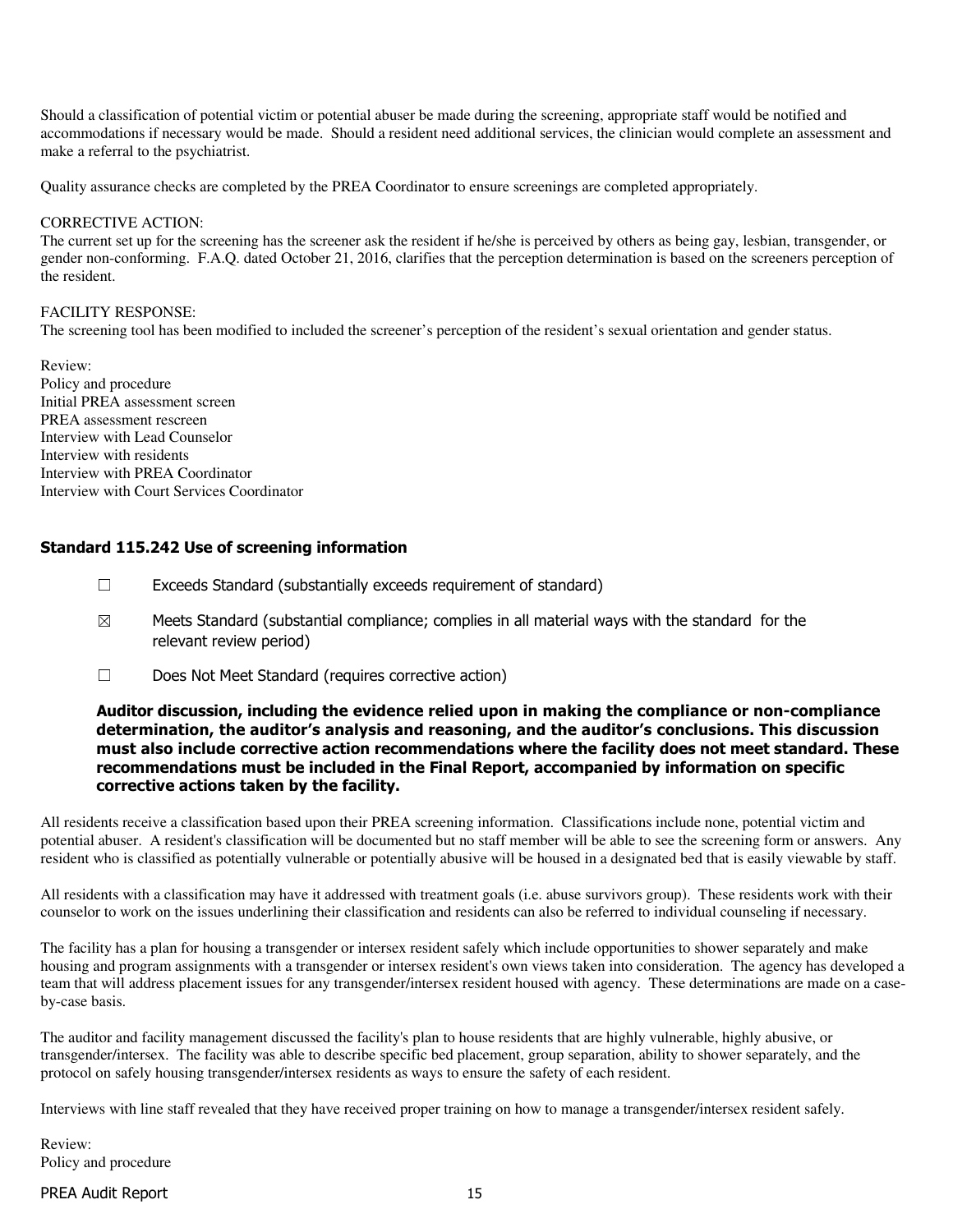Should a classification of potential victim or potential abuser be made during the screening, appropriate staff would be notified and accommodations if necessary would be made. Should a resident need additional services, the clinician would complete an assessment and make a referral to the psychiatrist.

Quality assurance checks are completed by the PREA Coordinator to ensure screenings are completed appropriately.

CORRECTIVE ACTION:
The current set up for the screening has the screener ask the resident if he/she is perceived by others as being gay, lesbian, transgender, or gender non-conforming. F.A.Q. dated October 21, 2016, clarifies that the perception determination is based on the screeners perception of the resident.

FACILITY RESPONSE:
The screening tool has been modified to included the screener's perception of the resident's sexual orientation and gender status.

Review:
Policy and procedure
Initial PREA assessment screen
PREA assessment rescreen
Interview with Lead Counselor
Interview with residents
Interview with PREA Coordinator
Interview with Court Services Coordinator

### Standard 115.242 Use of screening information

☐ Exceeds Standard (substantially exceeds requirement of standard)

☒ Meets Standard (substantial compliance; complies in all material ways with the standard for the relevant review period)

☐ Does Not Meet Standard (requires corrective action)

**Auditor discussion, including the evidence relied upon in making the compliance or non-compliance determination, the auditor's analysis and reasoning, and the auditor's conclusions. This discussion must also include corrective action recommendations where the facility does not meet standard. These recommendations must be included in the Final Report, accompanied by information on specific corrective actions taken by the facility.**

All residents receive a classification based upon their PREA screening information. Classifications include none, potential victim and potential abuser. A resident's classification will be documented but no staff member will be able to see the screening form or answers. Any resident who is classified as potentially vulnerable or potentially abusive will be housed in a designated bed that is easily viewable by staff.

All residents with a classification may have it addressed with treatment goals (i.e. abuse survivors group). These residents work with their counselor to work on the issues underlining their classification and residents can also be referred to individual counseling if necessary.

The facility has a plan for housing a transgender or intersex resident safely which include opportunities to shower separately and make housing and program assignments with a transgender or intersex resident's own views taken into consideration. The agency has developed a team that will address placement issues for any transgender/intersex resident housed with agency. These determinations are made on a case-by-case basis.

The auditor and facility management discussed the facility's plan to house residents that are highly vulnerable, highly abusive, or transgender/intersex. The facility was able to describe specific bed placement, group separation, ability to shower separately, and the protocol on safely housing transgender/intersex residents as ways to ensure the safety of each resident.

Interviews with line staff revealed that they have received proper training on how to manage a transgender/intersex resident safely.

Review:
Policy and procedure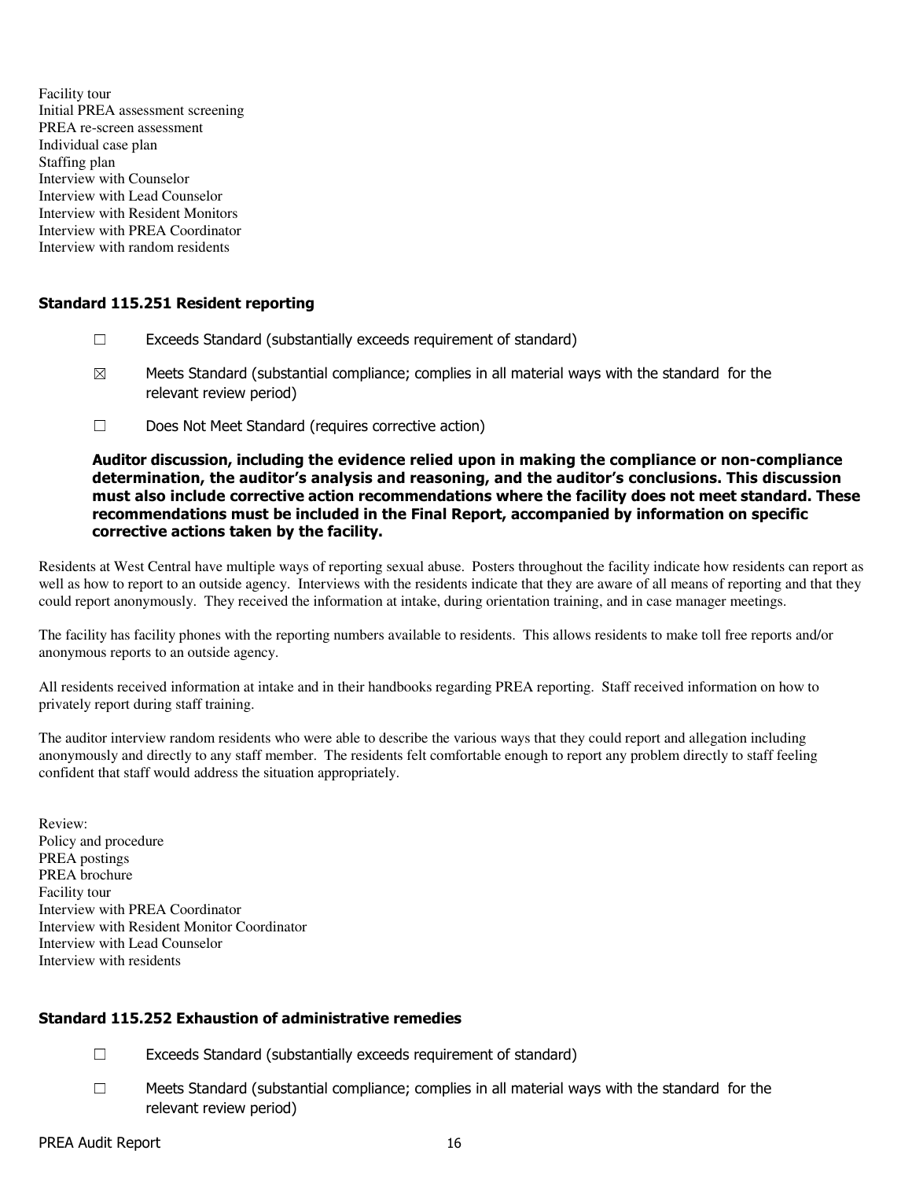Facility tour
Initial PREA assessment screening
PREA re-screen assessment
Individual case plan
Staffing plan
Interview with Counselor
Interview with Lead Counselor
Interview with Resident Monitors
Interview with PREA Coordinator
Interview with random residents

### Standard 115.251 Resident reporting

☐ Exceeds Standard (substantially exceeds requirement of standard)

☒ Meets Standard (substantial compliance; complies in all material ways with the standard for the relevant review period)

☐ Does Not Meet Standard (requires corrective action)

**Auditor discussion, including the evidence relied upon in making the compliance or non-compliance determination, the auditor's analysis and reasoning, and the auditor's conclusions. This discussion must also include corrective action recommendations where the facility does not meet standard. These recommendations must be included in the Final Report, accompanied by information on specific corrective actions taken by the facility.**

Residents at West Central have multiple ways of reporting sexual abuse. Posters throughout the facility indicate how residents can report as well as how to report to an outside agency. Interviews with the residents indicate that they are aware of all means of reporting and that they could report anonymously. They received the information at intake, during orientation training, and in case manager meetings.

The facility has facility phones with the reporting numbers available to residents. This allows residents to make toll free reports and/or anonymous reports to an outside agency.

All residents received information at intake and in their handbooks regarding PREA reporting. Staff received information on how to privately report during staff training.

The auditor interview random residents who were able to describe the various ways that they could report and allegation including anonymously and directly to any staff member. The residents felt comfortable enough to report any problem directly to staff feeling confident that staff would address the situation appropriately.

Review:
Policy and procedure
PREA postings
PREA brochure
Facility tour
Interview with PREA Coordinator
Interview with Resident Monitor Coordinator
Interview with Lead Counselor
Interview with residents

### Standard 115.252 Exhaustion of administrative remedies

☐ Exceeds Standard (substantially exceeds requirement of standard)

☐ Meets Standard (substantial compliance; complies in all material ways with the standard for the relevant review period)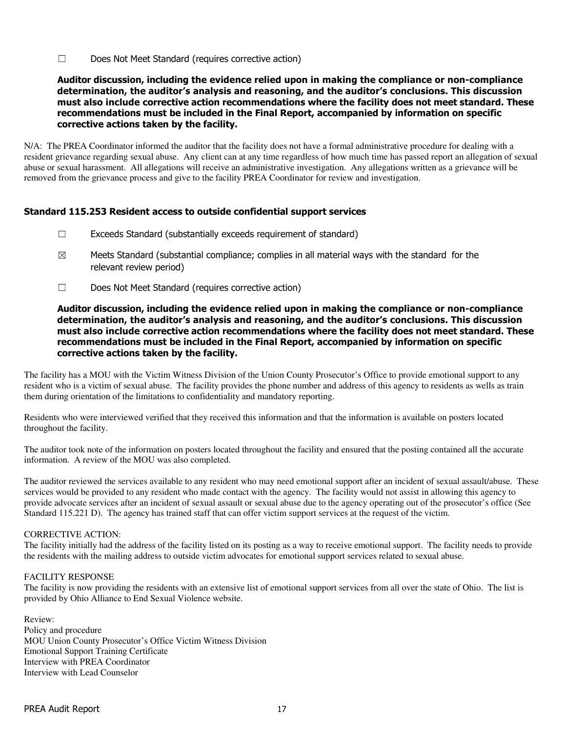☐ Does Not Meet Standard (requires corrective action)

**Auditor discussion, including the evidence relied upon in making the compliance or non-compliance determination, the auditor's analysis and reasoning, and the auditor's conclusions. This discussion must also include corrective action recommendations where the facility does not meet standard. These recommendations must be included in the Final Report, accompanied by information on specific corrective actions taken by the facility.**

N/A: The PREA Coordinator informed the auditor that the facility does not have a formal administrative procedure for dealing with a resident grievance regarding sexual abuse. Any client can at any time regardless of how much time has passed report an allegation of sexual abuse or sexual harassment. All allegations will receive an administrative investigation. Any allegations written as a grievance will be removed from the grievance process and give to the facility PREA Coordinator for review and investigation.

### Standard 115.253 Resident access to outside confidential support services

☐ Exceeds Standard (substantially exceeds requirement of standard)

☒ Meets Standard (substantial compliance; complies in all material ways with the standard for the relevant review period)

☐ Does Not Meet Standard (requires corrective action)

**Auditor discussion, including the evidence relied upon in making the compliance or non-compliance determination, the auditor's analysis and reasoning, and the auditor's conclusions. This discussion must also include corrective action recommendations where the facility does not meet standard. These recommendations must be included in the Final Report, accompanied by information on specific corrective actions taken by the facility.**

The facility has a MOU with the Victim Witness Division of the Union County Prosecutor's Office to provide emotional support to any resident who is a victim of sexual abuse. The facility provides the phone number and address of this agency to residents as wells as train them during orientation of the limitations to confidentiality and mandatory reporting.

Residents who were interviewed verified that they received this information and that the information is available on posters located throughout the facility.

The auditor took note of the information on posters located throughout the facility and ensured that the posting contained all the accurate information. A review of the MOU was also completed.

The auditor reviewed the services available to any resident who may need emotional support after an incident of sexual assault/abuse. These services would be provided to any resident who made contact with the agency. The facility would not assist in allowing this agency to provide advocate services after an incident of sexual assault or sexual abuse due to the agency operating out of the prosecutor's office (See Standard 115.221 D). The agency has trained staff that can offer victim support services at the request of the victim.

CORRECTIVE ACTION:
The facility initially had the address of the facility listed on its posting as a way to receive emotional support. The facility needs to provide the residents with the mailing address to outside victim advocates for emotional support services related to sexual abuse.

FACILITY RESPONSE
The facility is now providing the residents with an extensive list of emotional support services from all over the state of Ohio. The list is provided by Ohio Alliance to End Sexual Violence website.

Review:
Policy and procedure
MOU Union County Prosecutor's Office Victim Witness Division
Emotional Support Training Certificate
Interview with PREA Coordinator
Interview with Lead Counselor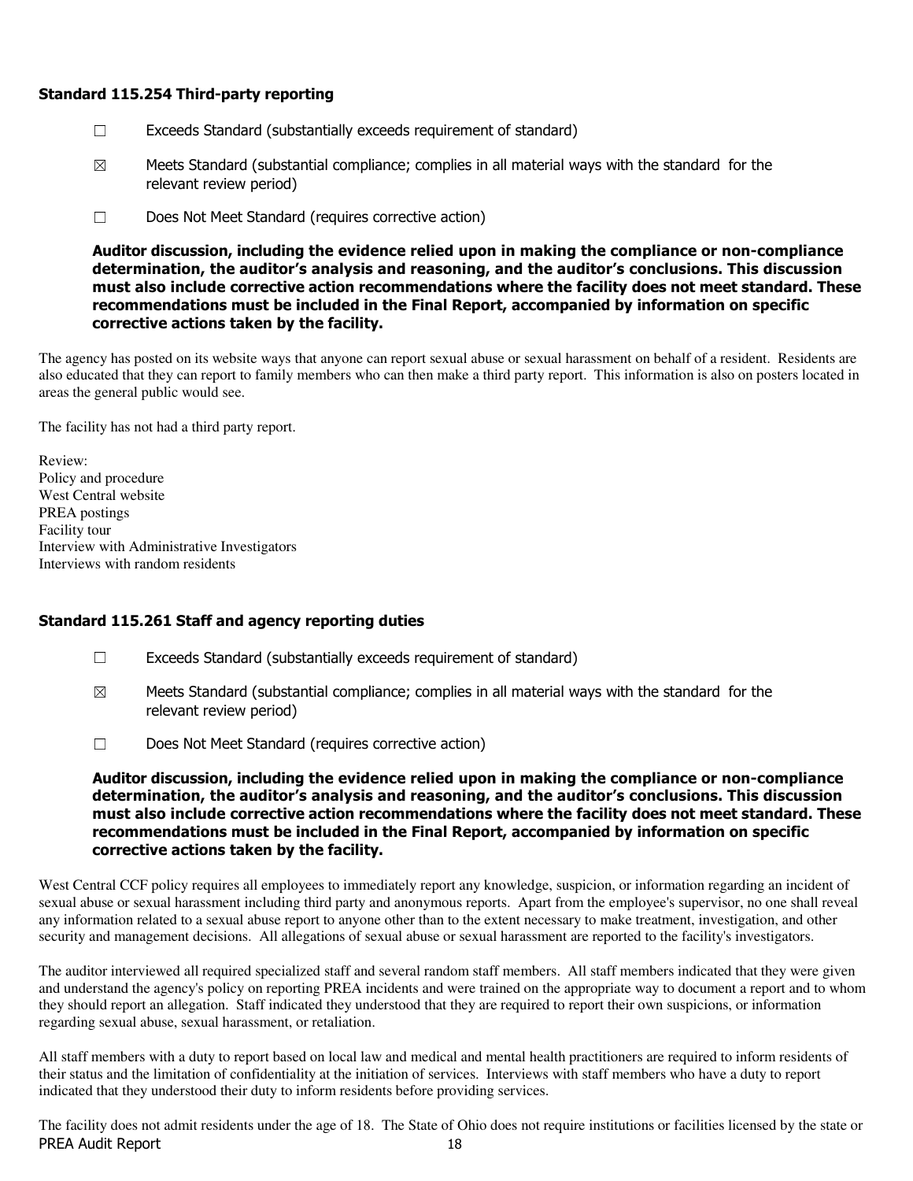### Standard 115.254 Third-party reporting

☐ Exceeds Standard (substantially exceeds requirement of standard)

☒ Meets Standard (substantial compliance; complies in all material ways with the standard for the relevant review period)

☐ Does Not Meet Standard (requires corrective action)

**Auditor discussion, including the evidence relied upon in making the compliance or non-compliance determination, the auditor's analysis and reasoning, and the auditor's conclusions. This discussion must also include corrective action recommendations where the facility does not meet standard. These recommendations must be included in the Final Report, accompanied by information on specific corrective actions taken by the facility.**

The agency has posted on its website ways that anyone can report sexual abuse or sexual harassment on behalf of a resident. Residents are also educated that they can report to family members who can then make a third party report. This information is also on posters located in areas the general public would see.

The facility has not had a third party report.

Review:
Policy and procedure
West Central website
PREA postings
Facility tour
Interview with Administrative Investigators
Interviews with random residents

### Standard 115.261 Staff and agency reporting duties

☐ Exceeds Standard (substantially exceeds requirement of standard)

☒ Meets Standard (substantial compliance; complies in all material ways with the standard for the relevant review period)

☐ Does Not Meet Standard (requires corrective action)

**Auditor discussion, including the evidence relied upon in making the compliance or non-compliance determination, the auditor's analysis and reasoning, and the auditor's conclusions. This discussion must also include corrective action recommendations where the facility does not meet standard. These recommendations must be included in the Final Report, accompanied by information on specific corrective actions taken by the facility.**

West Central CCF policy requires all employees to immediately report any knowledge, suspicion, or information regarding an incident of sexual abuse or sexual harassment including third party and anonymous reports. Apart from the employee's supervisor, no one shall reveal any information related to a sexual abuse report to anyone other than to the extent necessary to make treatment, investigation, and other security and management decisions. All allegations of sexual abuse or sexual harassment are reported to the facility's investigators.

The auditor interviewed all required specialized staff and several random staff members. All staff members indicated that they were given and understand the agency's policy on reporting PREA incidents and were trained on the appropriate way to document a report and to whom they should report an allegation. Staff indicated they understood that they are required to report their own suspicions, or information regarding sexual abuse, sexual harassment, or retaliation.

All staff members with a duty to report based on local law and medical and mental health practitioners are required to inform residents of their status and the limitation of confidentiality at the initiation of services. Interviews with staff members who have a duty to report indicated that they understood their duty to inform residents before providing services.

The facility does not admit residents under the age of 18. The State of Ohio does not require institutions or facilities licensed by the state or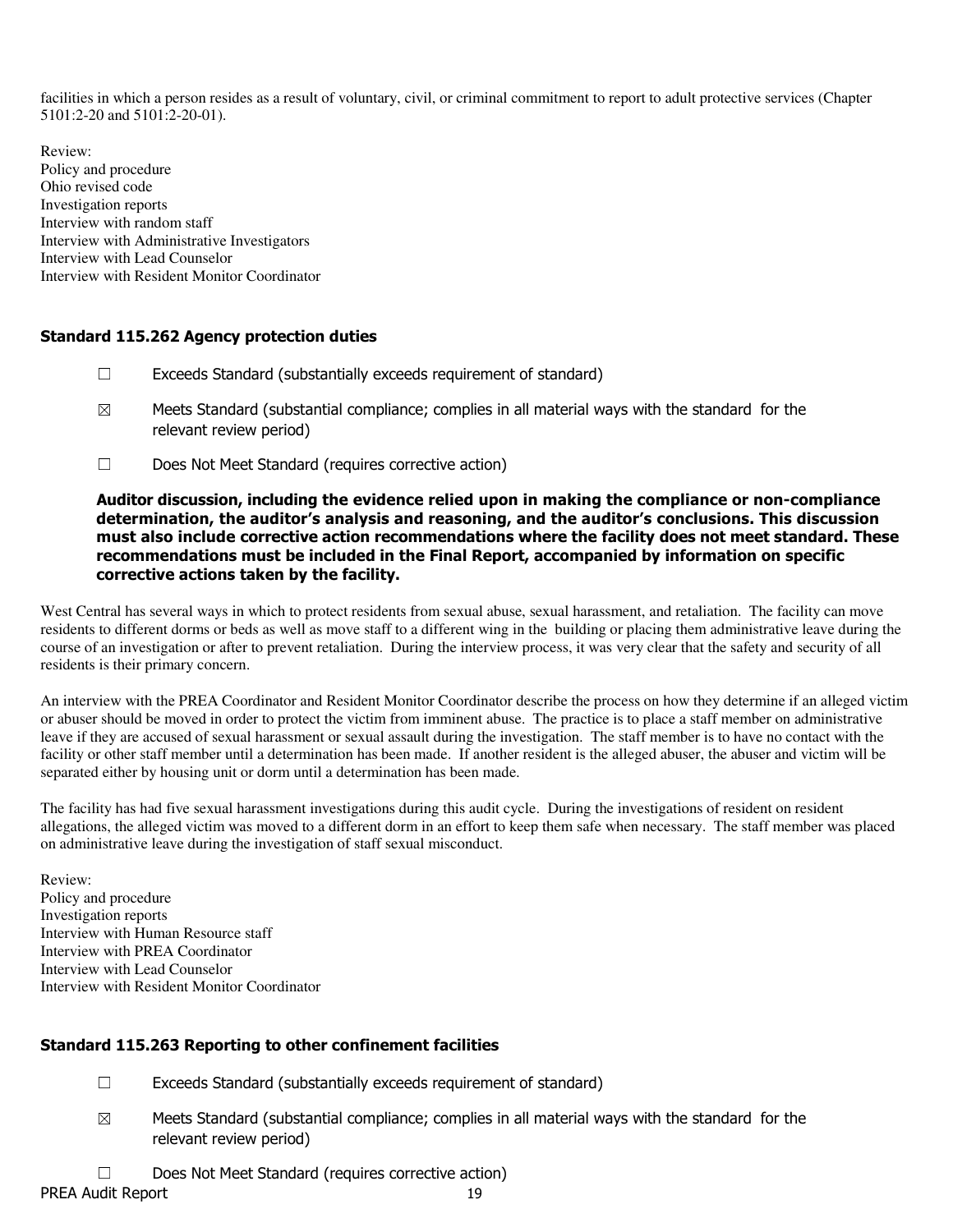facilities in which a person resides as a result of voluntary, civil, or criminal commitment to report to adult protective services (Chapter 5101:2-20 and 5101:2-20-01).

Review:
Policy and procedure
Ohio revised code
Investigation reports
Interview with random staff
Interview with Administrative Investigators
Interview with Lead Counselor
Interview with Resident Monitor Coordinator

### Standard 115.262 Agency protection duties

☐ Exceeds Standard (substantially exceeds requirement of standard)

☒ Meets Standard (substantial compliance; complies in all material ways with the standard for the relevant review period)

☐ Does Not Meet Standard (requires corrective action)

**Auditor discussion, including the evidence relied upon in making the compliance or non-compliance determination, the auditor's analysis and reasoning, and the auditor's conclusions. This discussion must also include corrective action recommendations where the facility does not meet standard. These recommendations must be included in the Final Report, accompanied by information on specific corrective actions taken by the facility.**

West Central has several ways in which to protect residents from sexual abuse, sexual harassment, and retaliation. The facility can move residents to different dorms or beds as well as move staff to a different wing in the building or placing them administrative leave during the course of an investigation or after to prevent retaliation. During the interview process, it was very clear that the safety and security of all residents is their primary concern.

An interview with the PREA Coordinator and Resident Monitor Coordinator describe the process on how they determine if an alleged victim or abuser should be moved in order to protect the victim from imminent abuse. The practice is to place a staff member on administrative leave if they are accused of sexual harassment or sexual assault during the investigation. The staff member is to have no contact with the facility or other staff member until a determination has been made. If another resident is the alleged abuser, the abuser and victim will be separated either by housing unit or dorm until a determination has been made.

The facility has had five sexual harassment investigations during this audit cycle. During the investigations of resident on resident allegations, the alleged victim was moved to a different dorm in an effort to keep them safe when necessary. The staff member was placed on administrative leave during the investigation of staff sexual misconduct.

Review:
Policy and procedure
Investigation reports
Interview with Human Resource staff
Interview with PREA Coordinator
Interview with Lead Counselor
Interview with Resident Monitor Coordinator

### Standard 115.263 Reporting to other confinement facilities

☐ Exceeds Standard (substantially exceeds requirement of standard)

☒ Meets Standard (substantial compliance; complies in all material ways with the standard for the relevant review period)

☐ Does Not Meet Standard (requires corrective action)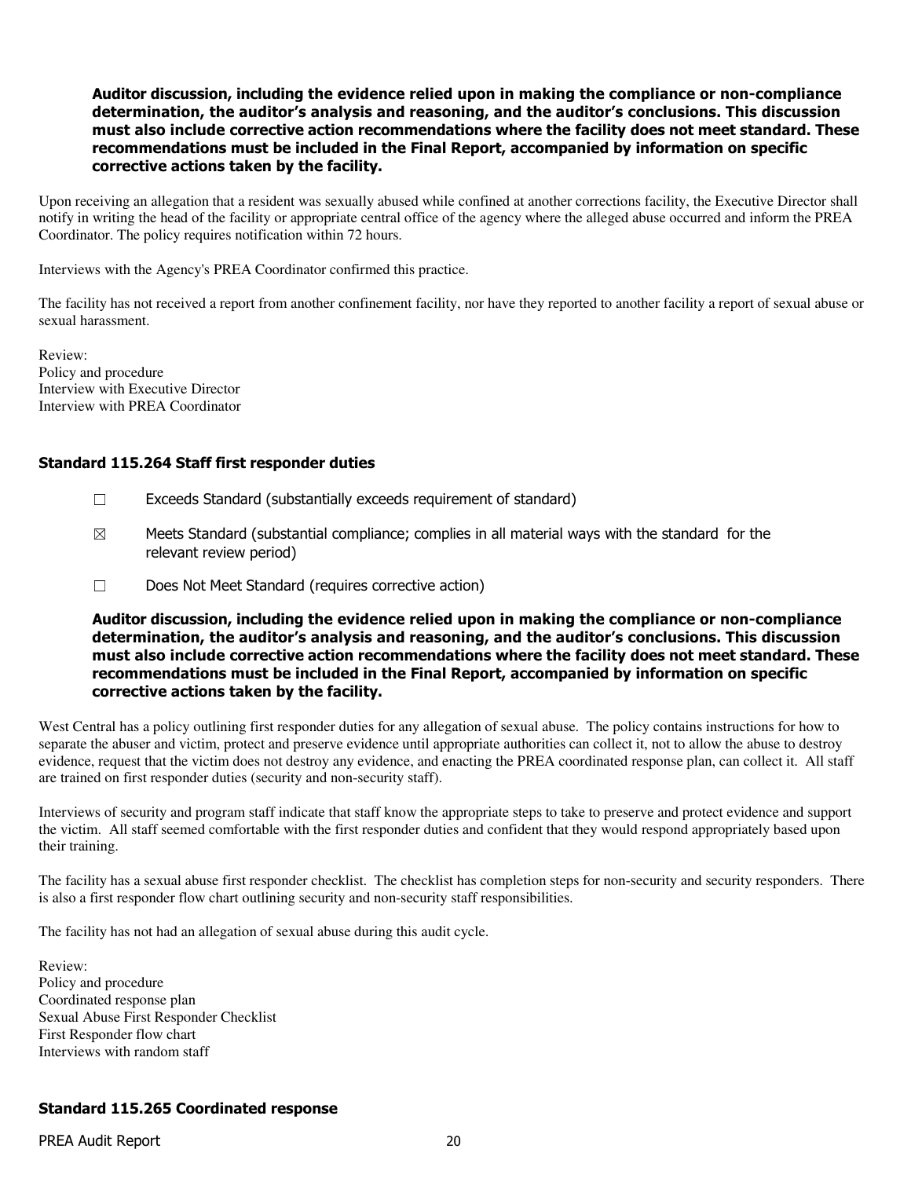**Auditor discussion, including the evidence relied upon in making the compliance or non-compliance determination, the auditor's analysis and reasoning, and the auditor's conclusions. This discussion must also include corrective action recommendations where the facility does not meet standard. These recommendations must be included in the Final Report, accompanied by information on specific corrective actions taken by the facility.**

Upon receiving an allegation that a resident was sexually abused while confined at another corrections facility, the Executive Director shall notify in writing the head of the facility or appropriate central office of the agency where the alleged abuse occurred and inform the PREA Coordinator. The policy requires notification within 72 hours.

Interviews with the Agency's PREA Coordinator confirmed this practice.

The facility has not received a report from another confinement facility, nor have they reported to another facility a report of sexual abuse or sexual harassment.

Review:
Policy and procedure
Interview with Executive Director
Interview with PREA Coordinator

### Standard 115.264 Staff first responder duties

☐ Exceeds Standard (substantially exceeds requirement of standard)

☒ Meets Standard (substantial compliance; complies in all material ways with the standard for the relevant review period)

☐ Does Not Meet Standard (requires corrective action)

**Auditor discussion, including the evidence relied upon in making the compliance or non-compliance determination, the auditor's analysis and reasoning, and the auditor's conclusions. This discussion must also include corrective action recommendations where the facility does not meet standard. These recommendations must be included in the Final Report, accompanied by information on specific corrective actions taken by the facility.**

West Central has a policy outlining first responder duties for any allegation of sexual abuse. The policy contains instructions for how to separate the abuser and victim, protect and preserve evidence until appropriate authorities can collect it, not to allow the abuse to destroy evidence, request that the victim does not destroy any evidence, and enacting the PREA coordinated response plan, can collect it. All staff are trained on first responder duties (security and non-security staff).

Interviews of security and program staff indicate that staff know the appropriate steps to take to preserve and protect evidence and support the victim. All staff seemed comfortable with the first responder duties and confident that they would respond appropriately based upon their training.

The facility has a sexual abuse first responder checklist. The checklist has completion steps for non-security and security responders. There is also a first responder flow chart outlining security and non-security staff responsibilities.

The facility has not had an allegation of sexual abuse during this audit cycle.

Review:
Policy and procedure
Coordinated response plan
Sexual Abuse First Responder Checklist
First Responder flow chart
Interviews with random staff

### Standard 115.265 Coordinated response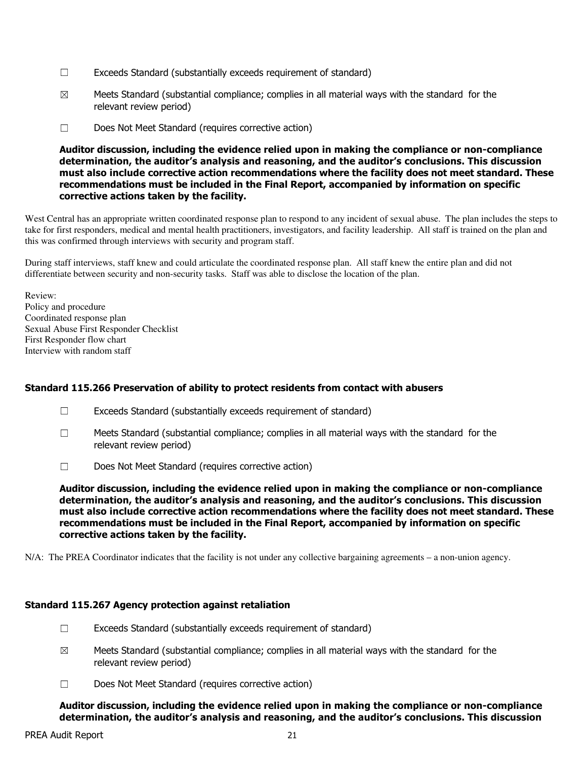☐ Exceeds Standard (substantially exceeds requirement of standard)

☒ Meets Standard (substantial compliance; complies in all material ways with the standard for the relevant review period)

☐ Does Not Meet Standard (requires corrective action)

**Auditor discussion, including the evidence relied upon in making the compliance or non-compliance determination, the auditor's analysis and reasoning, and the auditor's conclusions. This discussion must also include corrective action recommendations where the facility does not meet standard. These recommendations must be included in the Final Report, accompanied by information on specific corrective actions taken by the facility.**

West Central has an appropriate written coordinated response plan to respond to any incident of sexual abuse. The plan includes the steps to take for first responders, medical and mental health practitioners, investigators, and facility leadership. All staff is trained on the plan and this was confirmed through interviews with security and program staff.

During staff interviews, staff knew and could articulate the coordinated response plan. All staff knew the entire plan and did not differentiate between security and non-security tasks. Staff was able to disclose the location of the plan.

Review:
Policy and procedure
Coordinated response plan
Sexual Abuse First Responder Checklist
First Responder flow chart
Interview with random staff

### Standard 115.266 Preservation of ability to protect residents from contact with abusers

☐ Exceeds Standard (substantially exceeds requirement of standard)

☐ Meets Standard (substantial compliance; complies in all material ways with the standard for the relevant review period)

☐ Does Not Meet Standard (requires corrective action)

**Auditor discussion, including the evidence relied upon in making the compliance or non-compliance determination, the auditor's analysis and reasoning, and the auditor's conclusions. This discussion must also include corrective action recommendations where the facility does not meet standard. These recommendations must be included in the Final Report, accompanied by information on specific corrective actions taken by the facility.**

N/A: The PREA Coordinator indicates that the facility is not under any collective bargaining agreements – a non-union agency.

### Standard 115.267 Agency protection against retaliation

☐ Exceeds Standard (substantially exceeds requirement of standard)

☒ Meets Standard (substantial compliance; complies in all material ways with the standard for the relevant review period)

☐ Does Not Meet Standard (requires corrective action)

**Auditor discussion, including the evidence relied upon in making the compliance or non-compliance determination, the auditor's analysis and reasoning, and the auditor's conclusions. This discussion**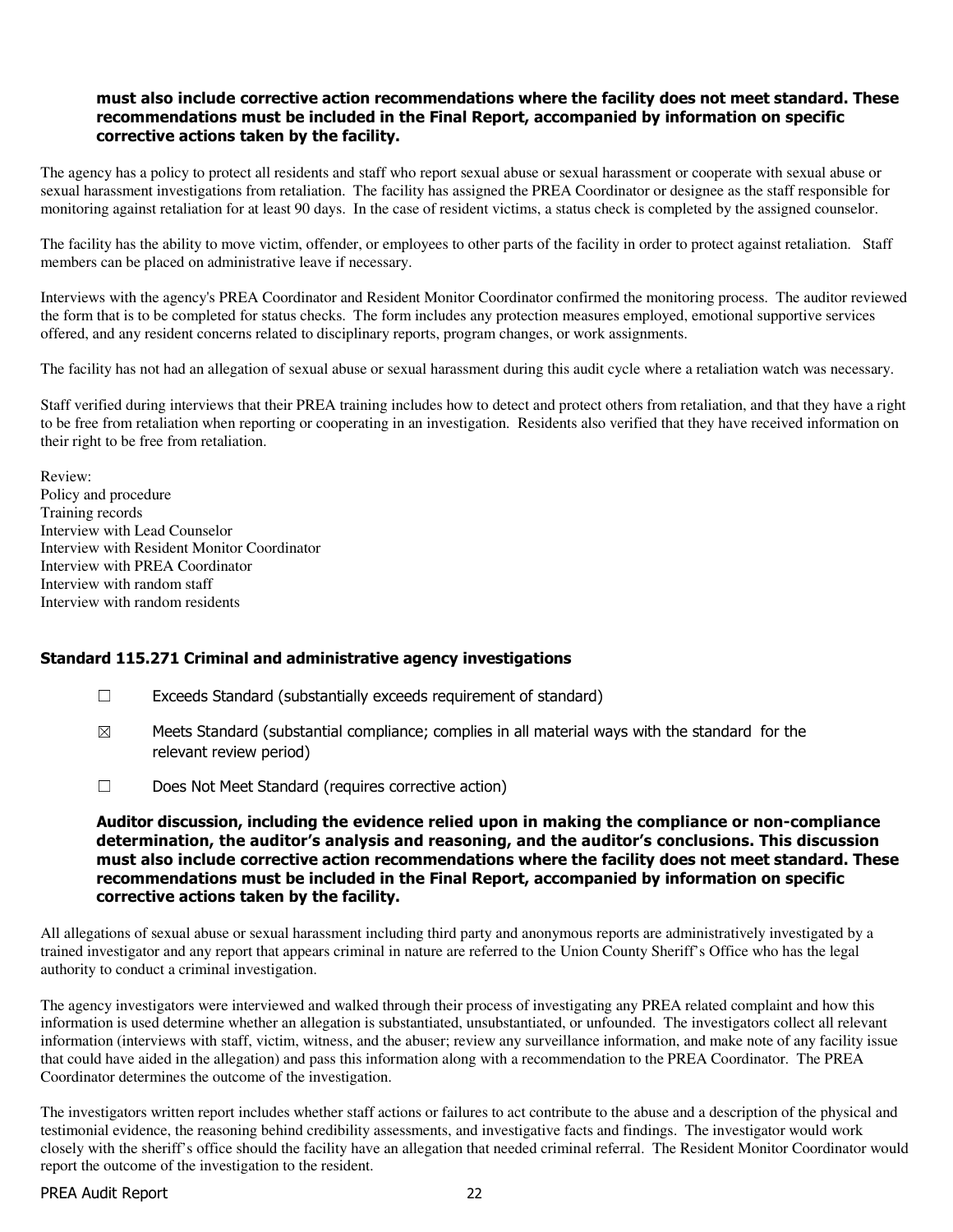**must also include corrective action recommendations where the facility does not meet standard. These recommendations must be included in the Final Report, accompanied by information on specific corrective actions taken by the facility.**

The agency has a policy to protect all residents and staff who report sexual abuse or sexual harassment or cooperate with sexual abuse or sexual harassment investigations from retaliation. The facility has assigned the PREA Coordinator or designee as the staff responsible for monitoring against retaliation for at least 90 days. In the case of resident victims, a status check is completed by the assigned counselor.

The facility has the ability to move victim, offender, or employees to other parts of the facility in order to protect against retaliation. Staff members can be placed on administrative leave if necessary.

Interviews with the agency's PREA Coordinator and Resident Monitor Coordinator confirmed the monitoring process. The auditor reviewed the form that is to be completed for status checks. The form includes any protection measures employed, emotional supportive services offered, and any resident concerns related to disciplinary reports, program changes, or work assignments.

The facility has not had an allegation of sexual abuse or sexual harassment during this audit cycle where a retaliation watch was necessary.

Staff verified during interviews that their PREA training includes how to detect and protect others from retaliation, and that they have a right to be free from retaliation when reporting or cooperating in an investigation. Residents also verified that they have received information on their right to be free from retaliation.

Review:
Policy and procedure
Training records
Interview with Lead Counselor
Interview with Resident Monitor Coordinator
Interview with PREA Coordinator
Interview with random staff
Interview with random residents

### Standard 115.271 Criminal and administrative agency investigations

☐ Exceeds Standard (substantially exceeds requirement of standard)

☒ Meets Standard (substantial compliance; complies in all material ways with the standard for the relevant review period)

☐ Does Not Meet Standard (requires corrective action)

**Auditor discussion, including the evidence relied upon in making the compliance or non-compliance determination, the auditor's analysis and reasoning, and the auditor's conclusions. This discussion must also include corrective action recommendations where the facility does not meet standard. These recommendations must be included in the Final Report, accompanied by information on specific corrective actions taken by the facility.**

All allegations of sexual abuse or sexual harassment including third party and anonymous reports are administratively investigated by a trained investigator and any report that appears criminal in nature are referred to the Union County Sheriff's Office who has the legal authority to conduct a criminal investigation.

The agency investigators were interviewed and walked through their process of investigating any PREA related complaint and how this information is used determine whether an allegation is substantiated, unsubstantiated, or unfounded. The investigators collect all relevant information (interviews with staff, victim, witness, and the abuser; review any surveillance information, and make note of any facility issue that could have aided in the allegation) and pass this information along with a recommendation to the PREA Coordinator. The PREA Coordinator determines the outcome of the investigation.

The investigators written report includes whether staff actions or failures to act contribute to the abuse and a description of the physical and testimonial evidence, the reasoning behind credibility assessments, and investigative facts and findings. The investigator would work closely with the sheriff's office should the facility have an allegation that needed criminal referral. The Resident Monitor Coordinator would report the outcome of the investigation to the resident.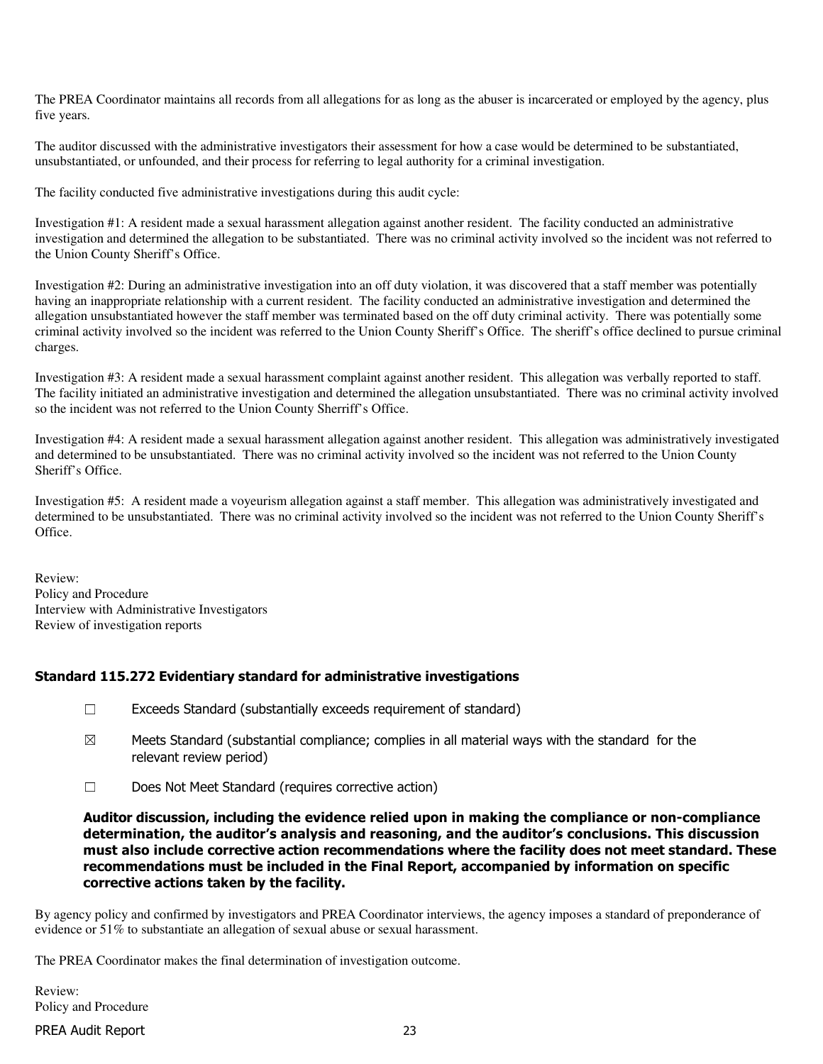The PREA Coordinator maintains all records from all allegations for as long as the abuser is incarcerated or employed by the agency, plus five years.

The auditor discussed with the administrative investigators their assessment for how a case would be determined to be substantiated, unsubstantiated, or unfounded, and their process for referring to legal authority for a criminal investigation.

The facility conducted five administrative investigations during this audit cycle:

Investigation #1: A resident made a sexual harassment allegation against another resident. The facility conducted an administrative investigation and determined the allegation to be substantiated. There was no criminal activity involved so the incident was not referred to the Union County Sheriff's Office.

Investigation #2: During an administrative investigation into an off duty violation, it was discovered that a staff member was potentially having an inappropriate relationship with a current resident. The facility conducted an administrative investigation and determined the allegation unsubstantiated however the staff member was terminated based on the off duty criminal activity. There was potentially some criminal activity involved so the incident was referred to the Union County Sheriff's Office. The sheriff's office declined to pursue criminal charges.

Investigation #3: A resident made a sexual harassment complaint against another resident. This allegation was verbally reported to staff. The facility initiated an administrative investigation and determined the allegation unsubstantiated. There was no criminal activity involved so the incident was not referred to the Union County Sherriff's Office.

Investigation #4: A resident made a sexual harassment allegation against another resident. This allegation was administratively investigated and determined to be unsubstantiated. There was no criminal activity involved so the incident was not referred to the Union County Sheriff's Office.

Investigation #5: A resident made a voyeurism allegation against a staff member. This allegation was administratively investigated and determined to be unsubstantiated. There was no criminal activity involved so the incident was not referred to the Union County Sheriff's Office.

Review:
Policy and Procedure
Interview with Administrative Investigators
Review of investigation reports

### Standard 115.272 Evidentiary standard for administrative investigations

- ☐ Exceeds Standard (substantially exceeds requirement of standard)
- ☒ Meets Standard (substantial compliance; complies in all material ways with the standard for the relevant review period)
- ☐ Does Not Meet Standard (requires corrective action)

**Auditor discussion, including the evidence relied upon in making the compliance or non-compliance determination, the auditor's analysis and reasoning, and the auditor's conclusions. This discussion must also include corrective action recommendations where the facility does not meet standard. These recommendations must be included in the Final Report, accompanied by information on specific corrective actions taken by the facility.**

By agency policy and confirmed by investigators and PREA Coordinator interviews, the agency imposes a standard of preponderance of evidence or 51% to substantiate an allegation of sexual abuse or sexual harassment.

The PREA Coordinator makes the final determination of investigation outcome.

Review:
Policy and Procedure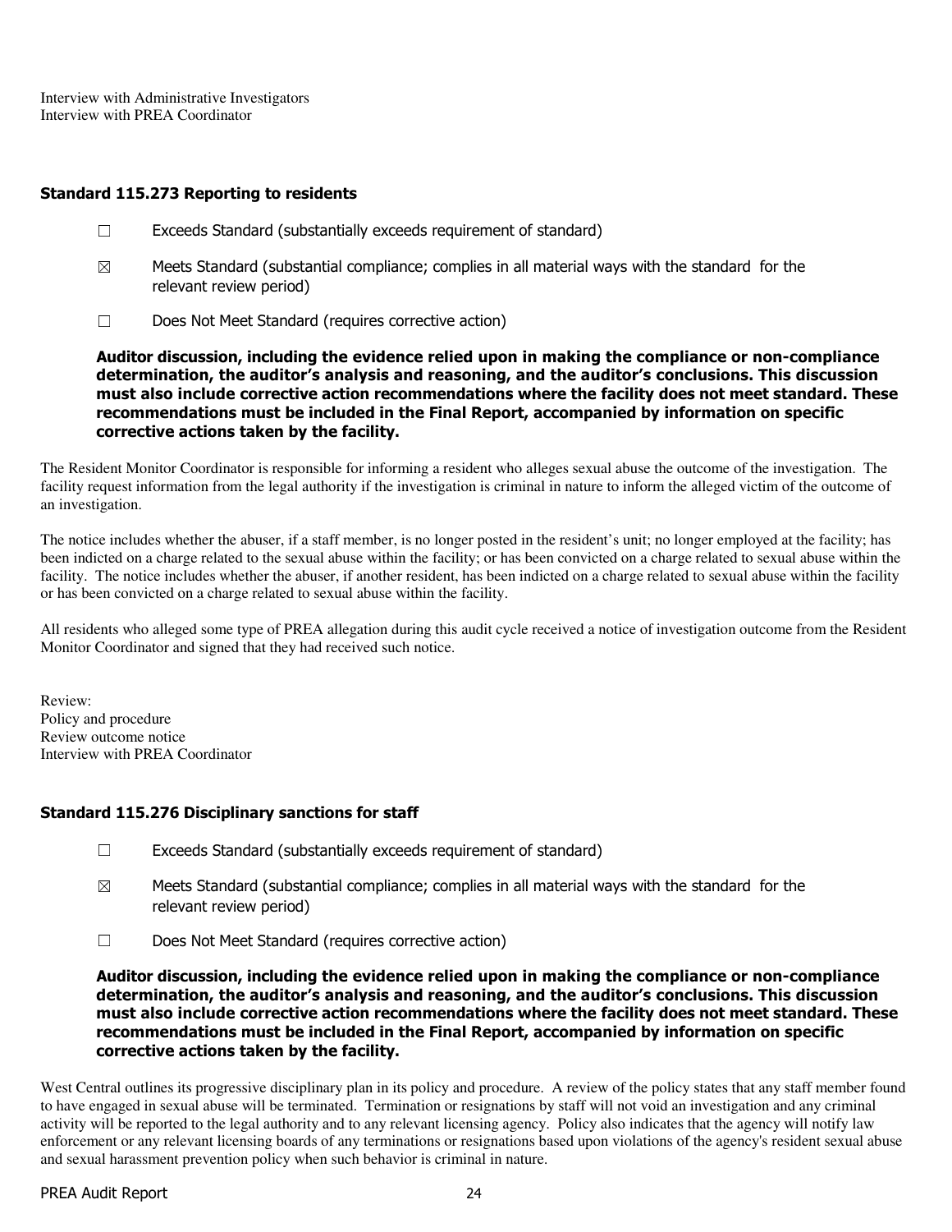Interview with Administrative Investigators
Interview with PREA Coordinator

### Standard 115.273 Reporting to residents

☐ Exceeds Standard (substantially exceeds requirement of standard)

☒ Meets Standard (substantial compliance; complies in all material ways with the standard for the relevant review period)

☐ Does Not Meet Standard (requires corrective action)

**Auditor discussion, including the evidence relied upon in making the compliance or non-compliance determination, the auditor's analysis and reasoning, and the auditor's conclusions. This discussion must also include corrective action recommendations where the facility does not meet standard. These recommendations must be included in the Final Report, accompanied by information on specific corrective actions taken by the facility.**

The Resident Monitor Coordinator is responsible for informing a resident who alleges sexual abuse the outcome of the investigation. The facility request information from the legal authority if the investigation is criminal in nature to inform the alleged victim of the outcome of an investigation.

The notice includes whether the abuser, if a staff member, is no longer posted in the resident's unit; no longer employed at the facility; has been indicted on a charge related to the sexual abuse within the facility; or has been convicted on a charge related to sexual abuse within the facility. The notice includes whether the abuser, if another resident, has been indicted on a charge related to sexual abuse within the facility or has been convicted on a charge related to sexual abuse within the facility.

All residents who alleged some type of PREA allegation during this audit cycle received a notice of investigation outcome from the Resident Monitor Coordinator and signed that they had received such notice.

Review:
Policy and procedure
Review outcome notice
Interview with PREA Coordinator

### Standard 115.276 Disciplinary sanctions for staff

☐ Exceeds Standard (substantially exceeds requirement of standard)

☒ Meets Standard (substantial compliance; complies in all material ways with the standard for the relevant review period)

☐ Does Not Meet Standard (requires corrective action)

**Auditor discussion, including the evidence relied upon in making the compliance or non-compliance determination, the auditor's analysis and reasoning, and the auditor's conclusions. This discussion must also include corrective action recommendations where the facility does not meet standard. These recommendations must be included in the Final Report, accompanied by information on specific corrective actions taken by the facility.**

West Central outlines its progressive disciplinary plan in its policy and procedure. A review of the policy states that any staff member found to have engaged in sexual abuse will be terminated. Termination or resignations by staff will not void an investigation and any criminal activity will be reported to the legal authority and to any relevant licensing agency. Policy also indicates that the agency will notify law enforcement or any relevant licensing boards of any terminations or resignations based upon violations of the agency's resident sexual abuse and sexual harassment prevention policy when such behavior is criminal in nature.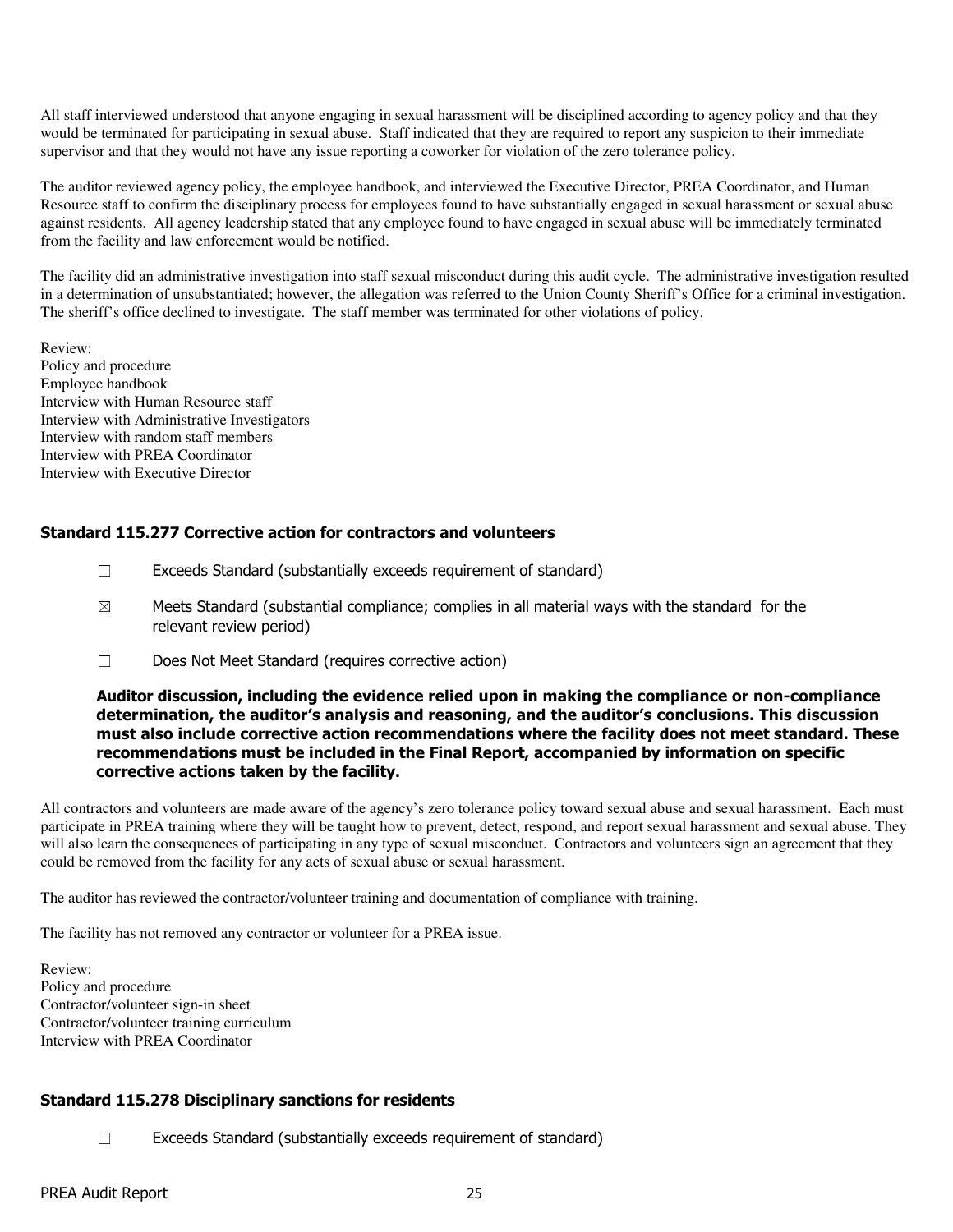All staff interviewed understood that anyone engaging in sexual harassment will be disciplined according to agency policy and that they would be terminated for participating in sexual abuse. Staff indicated that they are required to report any suspicion to their immediate supervisor and that they would not have any issue reporting a coworker for violation of the zero tolerance policy.

The auditor reviewed agency policy, the employee handbook, and interviewed the Executive Director, PREA Coordinator, and Human Resource staff to confirm the disciplinary process for employees found to have substantially engaged in sexual harassment or sexual abuse against residents. All agency leadership stated that any employee found to have engaged in sexual abuse will be immediately terminated from the facility and law enforcement would be notified.

The facility did an administrative investigation into staff sexual misconduct during this audit cycle. The administrative investigation resulted in a determination of unsubstantiated; however, the allegation was referred to the Union County Sheriff's Office for a criminal investigation. The sheriff's office declined to investigate. The staff member was terminated for other violations of policy.

Review:
Policy and procedure
Employee handbook
Interview with Human Resource staff
Interview with Administrative Investigators
Interview with random staff members
Interview with PREA Coordinator
Interview with Executive Director

### Standard 115.277 Corrective action for contractors and volunteers

☐ Exceeds Standard (substantially exceeds requirement of standard)

☒ Meets Standard (substantial compliance; complies in all material ways with the standard for the relevant review period)

☐ Does Not Meet Standard (requires corrective action)

**Auditor discussion, including the evidence relied upon in making the compliance or non-compliance determination, the auditor's analysis and reasoning, and the auditor's conclusions. This discussion must also include corrective action recommendations where the facility does not meet standard. These recommendations must be included in the Final Report, accompanied by information on specific corrective actions taken by the facility.**

All contractors and volunteers are made aware of the agency's zero tolerance policy toward sexual abuse and sexual harassment. Each must participate in PREA training where they will be taught how to prevent, detect, respond, and report sexual harassment and sexual abuse. They will also learn the consequences of participating in any type of sexual misconduct. Contractors and volunteers sign an agreement that they could be removed from the facility for any acts of sexual abuse or sexual harassment.

The auditor has reviewed the contractor/volunteer training and documentation of compliance with training.

The facility has not removed any contractor or volunteer for a PREA issue.

Review:
Policy and procedure
Contractor/volunteer sign-in sheet
Contractor/volunteer training curriculum
Interview with PREA Coordinator

### Standard 115.278 Disciplinary sanctions for residents

☐ Exceeds Standard (substantially exceeds requirement of standard)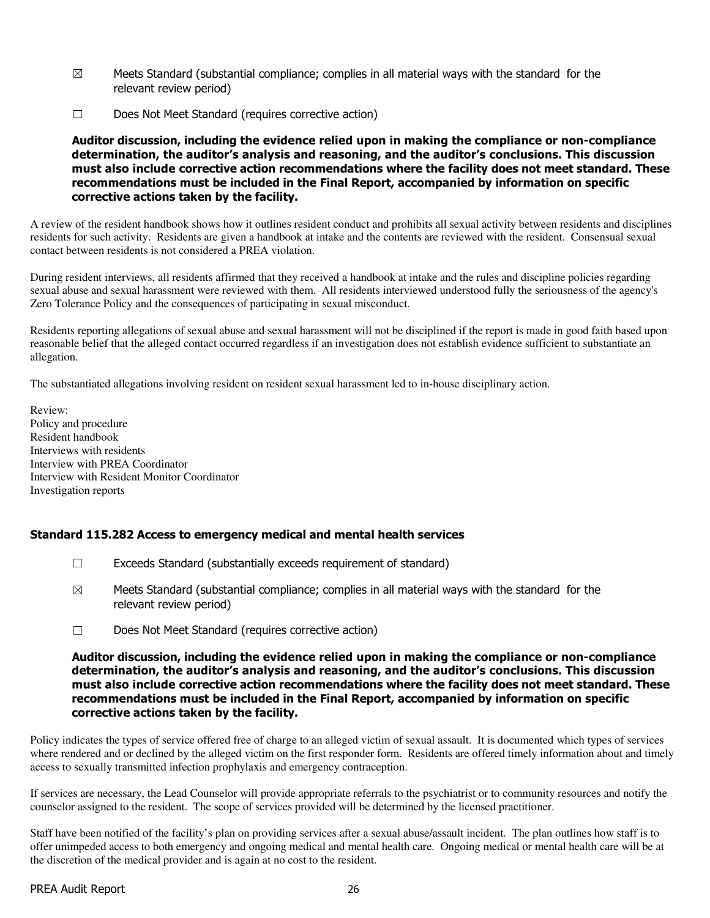☒ Meets Standard (substantial compliance; complies in all material ways with the standard for the relevant review period)

☐ Does Not Meet Standard (requires corrective action)

**Auditor discussion, including the evidence relied upon in making the compliance or non-compliance determination, the auditor's analysis and reasoning, and the auditor's conclusions. This discussion must also include corrective action recommendations where the facility does not meet standard. These recommendations must be included in the Final Report, accompanied by information on specific corrective actions taken by the facility.**

A review of the resident handbook shows how it outlines resident conduct and prohibits all sexual activity between residents and disciplines residents for such activity. Residents are given a handbook at intake and the contents are reviewed with the resident. Consensual sexual contact between residents is not considered a PREA violation.

During resident interviews, all residents affirmed that they received a handbook at intake and the rules and discipline policies regarding sexual abuse and sexual harassment were reviewed with them. All residents interviewed understood fully the seriousness of the agency's Zero Tolerance Policy and the consequences of participating in sexual misconduct.

Residents reporting allegations of sexual abuse and sexual harassment will not be disciplined if the report is made in good faith based upon reasonable belief that the alleged contact occurred regardless if an investigation does not establish evidence sufficient to substantiate an allegation.

The substantiated allegations involving resident on resident sexual harassment led to in-house disciplinary action.

Review:
Policy and procedure
Resident handbook
Interviews with residents
Interview with PREA Coordinator
Interview with Resident Monitor Coordinator
Investigation reports

### Standard 115.282 Access to emergency medical and mental health services

☐ Exceeds Standard (substantially exceeds requirement of standard)

☒ Meets Standard (substantial compliance; complies in all material ways with the standard for the relevant review period)

☐ Does Not Meet Standard (requires corrective action)

**Auditor discussion, including the evidence relied upon in making the compliance or non-compliance determination, the auditor's analysis and reasoning, and the auditor's conclusions. This discussion must also include corrective action recommendations where the facility does not meet standard. These recommendations must be included in the Final Report, accompanied by information on specific corrective actions taken by the facility.**

Policy indicates the types of service offered free of charge to an alleged victim of sexual assault. It is documented which types of services where rendered and or declined by the alleged victim on the first responder form. Residents are offered timely information about and timely access to sexually transmitted infection prophylaxis and emergency contraception.

If services are necessary, the Lead Counselor will provide appropriate referrals to the psychiatrist or to community resources and notify the counselor assigned to the resident. The scope of services provided will be determined by the licensed practitioner.

Staff have been notified of the facility's plan on providing services after a sexual abuse/assault incident. The plan outlines how staff is to offer unimpeded access to both emergency and ongoing medical and mental health care. Ongoing medical or mental health care will be at the discretion of the medical provider and is again at no cost to the resident.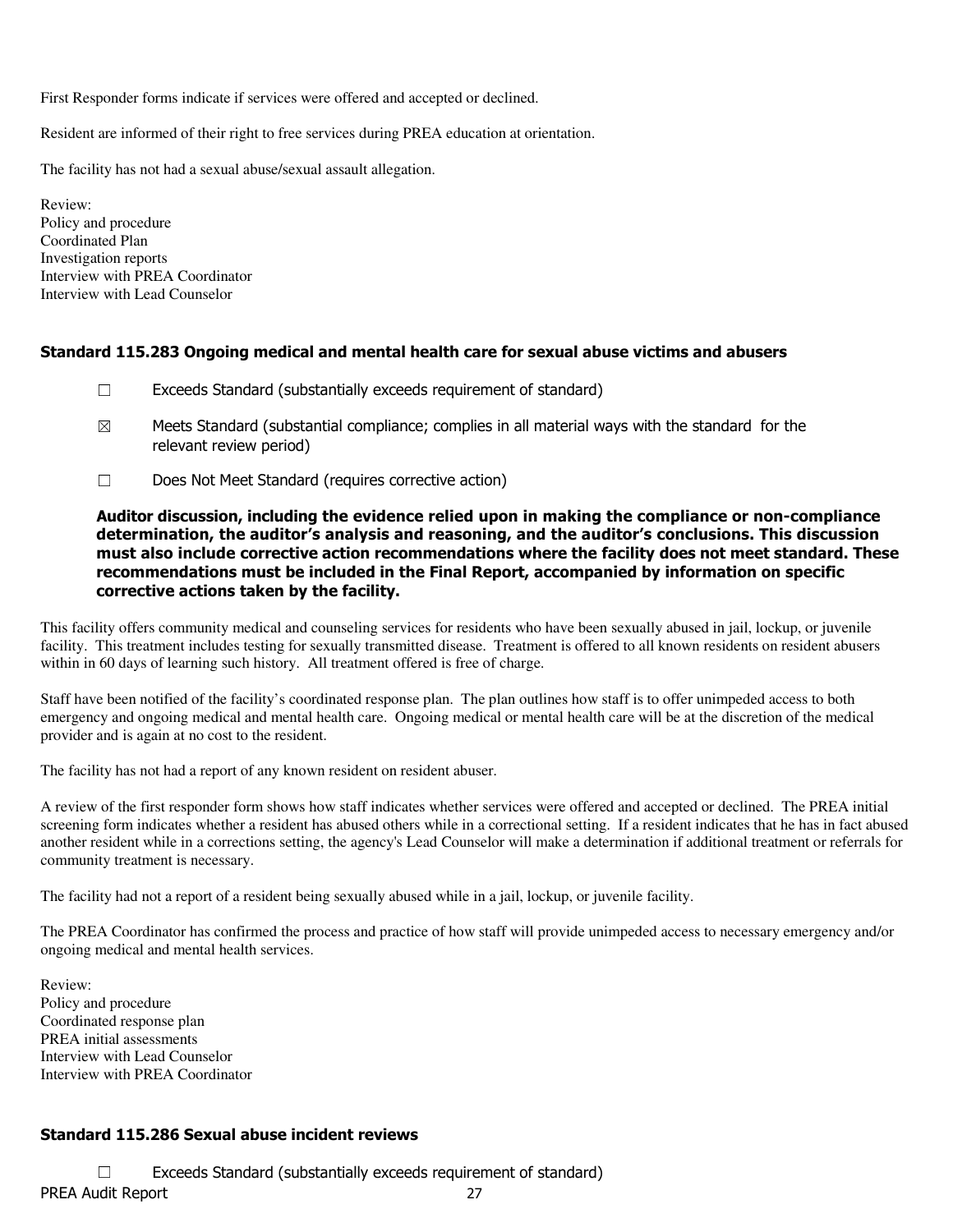First Responder forms indicate if services were offered and accepted or declined.

Resident are informed of their right to free services during PREA education at orientation.

The facility has not had a sexual abuse/sexual assault allegation.

Review:
Policy and procedure
Coordinated Plan
Investigation reports
Interview with PREA Coordinator
Interview with Lead Counselor

### Standard 115.283 Ongoing medical and mental health care for sexual abuse victims and abusers

☐ Exceeds Standard (substantially exceeds requirement of standard)

☒ Meets Standard (substantial compliance; complies in all material ways with the standard for the relevant review period)

☐ Does Not Meet Standard (requires corrective action)

**Auditor discussion, including the evidence relied upon in making the compliance or non-compliance determination, the auditor's analysis and reasoning, and the auditor's conclusions. This discussion must also include corrective action recommendations where the facility does not meet standard. These recommendations must be included in the Final Report, accompanied by information on specific corrective actions taken by the facility.**

This facility offers community medical and counseling services for residents who have been sexually abused in jail, lockup, or juvenile facility. This treatment includes testing for sexually transmitted disease. Treatment is offered to all known residents on resident abusers within in 60 days of learning such history. All treatment offered is free of charge.

Staff have been notified of the facility's coordinated response plan. The plan outlines how staff is to offer unimpeded access to both emergency and ongoing medical and mental health care. Ongoing medical or mental health care will be at the discretion of the medical provider and is again at no cost to the resident.

The facility has not had a report of any known resident on resident abuser.

A review of the first responder form shows how staff indicates whether services were offered and accepted or declined. The PREA initial screening form indicates whether a resident has abused others while in a correctional setting. If a resident indicates that he has in fact abused another resident while in a corrections setting, the agency's Lead Counselor will make a determination if additional treatment or referrals for community treatment is necessary.

The facility had not a report of a resident being sexually abused while in a jail, lockup, or juvenile facility.

The PREA Coordinator has confirmed the process and practice of how staff will provide unimpeded access to necessary emergency and/or ongoing medical and mental health services.

Review:
Policy and procedure
Coordinated response plan
PREA initial assessments
Interview with Lead Counselor
Interview with PREA Coordinator

### Standard 115.286 Sexual abuse incident reviews

☐ Exceeds Standard (substantially exceeds requirement of standard)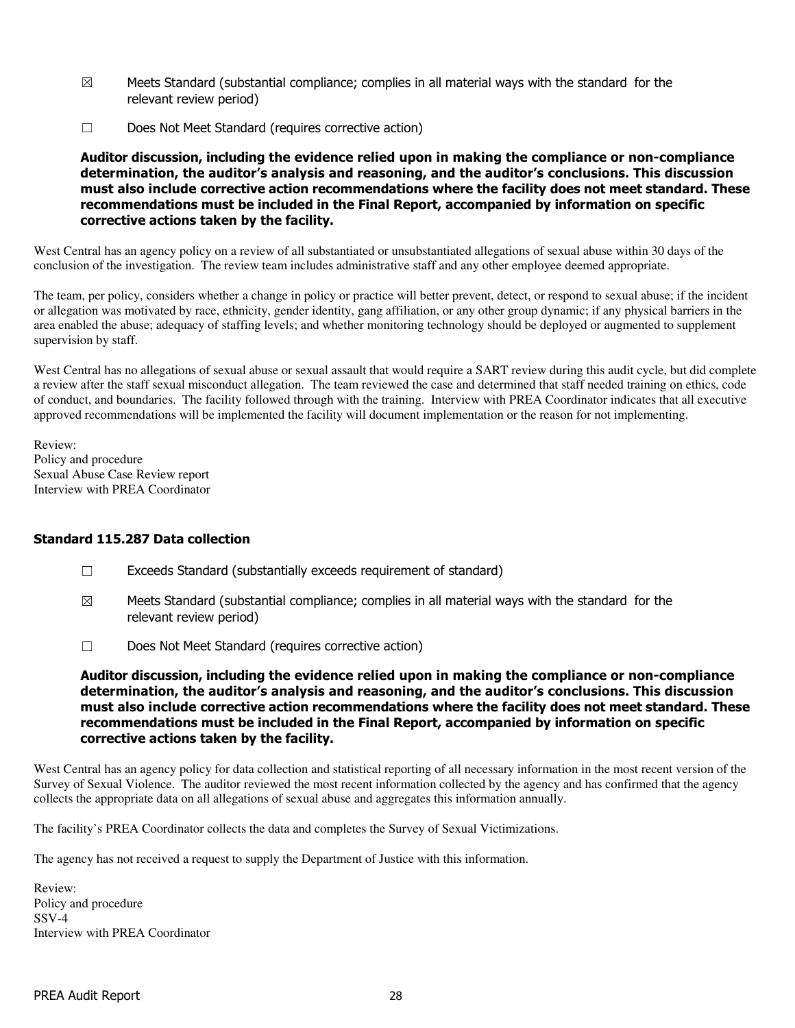☒ Meets Standard (substantial compliance; complies in all material ways with the standard for the relevant review period)

☐ Does Not Meet Standard (requires corrective action)

**Auditor discussion, including the evidence relied upon in making the compliance or non-compliance determination, the auditor's analysis and reasoning, and the auditor's conclusions. This discussion must also include corrective action recommendations where the facility does not meet standard. These recommendations must be included in the Final Report, accompanied by information on specific corrective actions taken by the facility.**

West Central has an agency policy on a review of all substantiated or unsubstantiated allegations of sexual abuse within 30 days of the conclusion of the investigation. The review team includes administrative staff and any other employee deemed appropriate.

The team, per policy, considers whether a change in policy or practice will better prevent, detect, or respond to sexual abuse; if the incident or allegation was motivated by race, ethnicity, gender identity, gang affiliation, or any other group dynamic; if any physical barriers in the area enabled the abuse; adequacy of staffing levels; and whether monitoring technology should be deployed or augmented to supplement supervision by staff.

West Central has no allegations of sexual abuse or sexual assault that would require a SART review during this audit cycle, but did complete a review after the staff sexual misconduct allegation. The team reviewed the case and determined that staff needed training on ethics, code of conduct, and boundaries. The facility followed through with the training. Interview with PREA Coordinator indicates that all executive approved recommendations will be implemented the facility will document implementation or the reason for not implementing.

Review:
Policy and procedure
Sexual Abuse Case Review report
Interview with PREA Coordinator

### Standard 115.287 Data collection

☐ Exceeds Standard (substantially exceeds requirement of standard)

☒ Meets Standard (substantial compliance; complies in all material ways with the standard for the relevant review period)

☐ Does Not Meet Standard (requires corrective action)

**Auditor discussion, including the evidence relied upon in making the compliance or non-compliance determination, the auditor's analysis and reasoning, and the auditor's conclusions. This discussion must also include corrective action recommendations where the facility does not meet standard. These recommendations must be included in the Final Report, accompanied by information on specific corrective actions taken by the facility.**

West Central has an agency policy for data collection and statistical reporting of all necessary information in the most recent version of the Survey of Sexual Violence. The auditor reviewed the most recent information collected by the agency and has confirmed that the agency collects the appropriate data on all allegations of sexual abuse and aggregates this information annually.

The facility's PREA Coordinator collects the data and completes the Survey of Sexual Victimizations.

The agency has not received a request to supply the Department of Justice with this information.

Review:
Policy and procedure
SSV-4
Interview with PREA Coordinator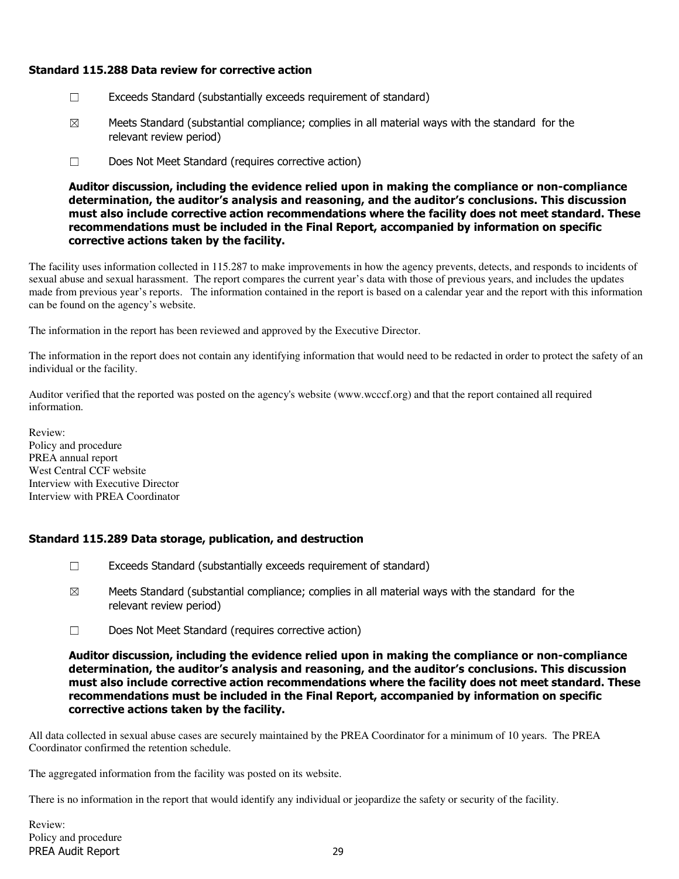### Standard 115.288 Data review for corrective action

☐ Exceeds Standard (substantially exceeds requirement of standard)

☒ Meets Standard (substantial compliance; complies in all material ways with the standard for the relevant review period)

☐ Does Not Meet Standard (requires corrective action)

**Auditor discussion, including the evidence relied upon in making the compliance or non-compliance determination, the auditor's analysis and reasoning, and the auditor's conclusions. This discussion must also include corrective action recommendations where the facility does not meet standard. These recommendations must be included in the Final Report, accompanied by information on specific corrective actions taken by the facility.**

The facility uses information collected in 115.287 to make improvements in how the agency prevents, detects, and responds to incidents of sexual abuse and sexual harassment. The report compares the current year's data with those of previous years, and includes the updates made from previous year's reports. The information contained in the report is based on a calendar year and the report with this information can be found on the agency's website.

The information in the report has been reviewed and approved by the Executive Director.

The information in the report does not contain any identifying information that would need to be redacted in order to protect the safety of an individual or the facility.

Auditor verified that the reported was posted on the agency's website (www.wcccf.org) and that the report contained all required information.

Review:
Policy and procedure
PREA annual report
West Central CCF website
Interview with Executive Director
Interview with PREA Coordinator

### Standard 115.289 Data storage, publication, and destruction

☐ Exceeds Standard (substantially exceeds requirement of standard)

☒ Meets Standard (substantial compliance; complies in all material ways with the standard for the relevant review period)

☐ Does Not Meet Standard (requires corrective action)

**Auditor discussion, including the evidence relied upon in making the compliance or non-compliance determination, the auditor's analysis and reasoning, and the auditor's conclusions. This discussion must also include corrective action recommendations where the facility does not meet standard. These recommendations must be included in the Final Report, accompanied by information on specific corrective actions taken by the facility.**

All data collected in sexual abuse cases are securely maintained by the PREA Coordinator for a minimum of 10 years. The PREA Coordinator confirmed the retention schedule.

The aggregated information from the facility was posted on its website.

There is no information in the report that would identify any individual or jeopardize the safety or security of the facility.

Review:
Policy and procedure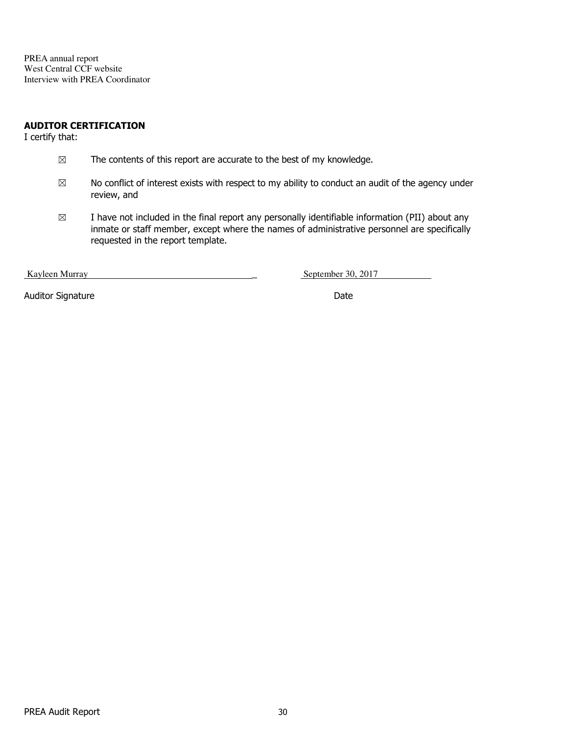PREA annual report
West Central CCF website
Interview with PREA Coordinator

**AUDITOR CERTIFICATION**

I certify that:

- ☒ The contents of this report are accurate to the best of my knowledge.
- ☒ No conflict of interest exists with respect to my ability to conduct an audit of the agency under review, and
- ☒ I have not included in the final report any personally identifiable information (PII) about any inmate or staff member, except where the names of administrative personnel are specifically requested in the report template.

Kayleen Murray — September 30, 2017

Auditor Signature — Date